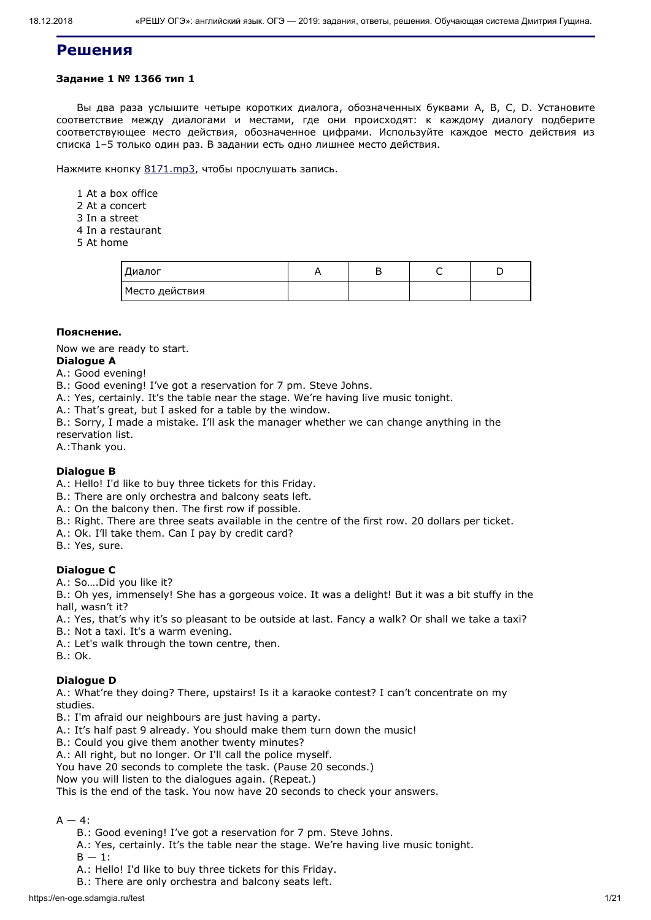# Решения

**Задание 1 № 1366 тип 1**

Вы два раза услышите четыре коротких диалога, обозначенных буквами A, B, C, D. Установите соответствие между диалогами и местами, где они происходят: к каждому диалогу подберите соответствующее место действия, обозначенное цифрами. Используйте каждое место действия из списка 1–5 только один раз. В задании есть одно лишнее место действия.

Нажмите кнопку 8171.mp3, чтобы прослушать запись.

1 At a box office
2 At a concert
3 In a street
4 In a restaurant
5 At home

| Диалог | A | B | C | D |
|---|---|---|---|---|
| Место действия | | | | |

**Пояснение.**

Now we are ready to start.

**Dialogue A**

A.: Good evening!
B.: Good evening! I've got a reservation for 7 pm. Steve Johns.
A.: Yes, certainly. It's the table near the stage. We're having live music tonight.
A.: That's great, but I asked for a table by the window.
B.: Sorry, I made a mistake. I'll ask the manager whether we can change anything in the reservation list.
A.:Thank you.

**Dialogue B**

A.: Hello! I'd like to buy three tickets for this Friday.
B.: There are only orchestra and balcony seats left.
A.: On the balcony then. The first row if possible.
B.: Right. There are three seats available in the centre of the first row. 20 dollars per ticket.
A.: Ok. I'll take them. Can I pay by credit card?
B.: Yes, sure.

**Dialogue C**

A.: So….Did you like it?
B.: Oh yes, immensely! She has a gorgeous voice. It was a delight! But it was a bit stuffy in the hall, wasn't it?
A.: Yes, that's why it's so pleasant to be outside at last. Fancy a walk? Or shall we take a taxi?
B.: Not a taxi. It's a warm evening.
A.: Let's walk through the town centre, then.
B.: Ok.

**Dialogue D**

A.: What're they doing? There, upstairs! Is it a karaoke contest? I can't concentrate on my studies.
B.: I'm afraid our neighbours are just having a party.
A.: It's half past 9 already. You should make them turn down the music!
B.: Could you give them another twenty minutes?
A.: All right, but no longer. Or I'll call the police myself.
You have 20 seconds to complete the task. (Pause 20 seconds.)
Now you will listen to the dialogues again. (Repeat.)
This is the end of the task. You now have 20 seconds to check your answers.

A — 4:

B.: Good evening! I've got a reservation for 7 pm. Steve Johns.
A.: Yes, certainly. It's the table near the stage. We're having live music tonight.

B — 1:

A.: Hello! I'd like to buy three tickets for this Friday.
B.: There are only orchestra and balcony seats left.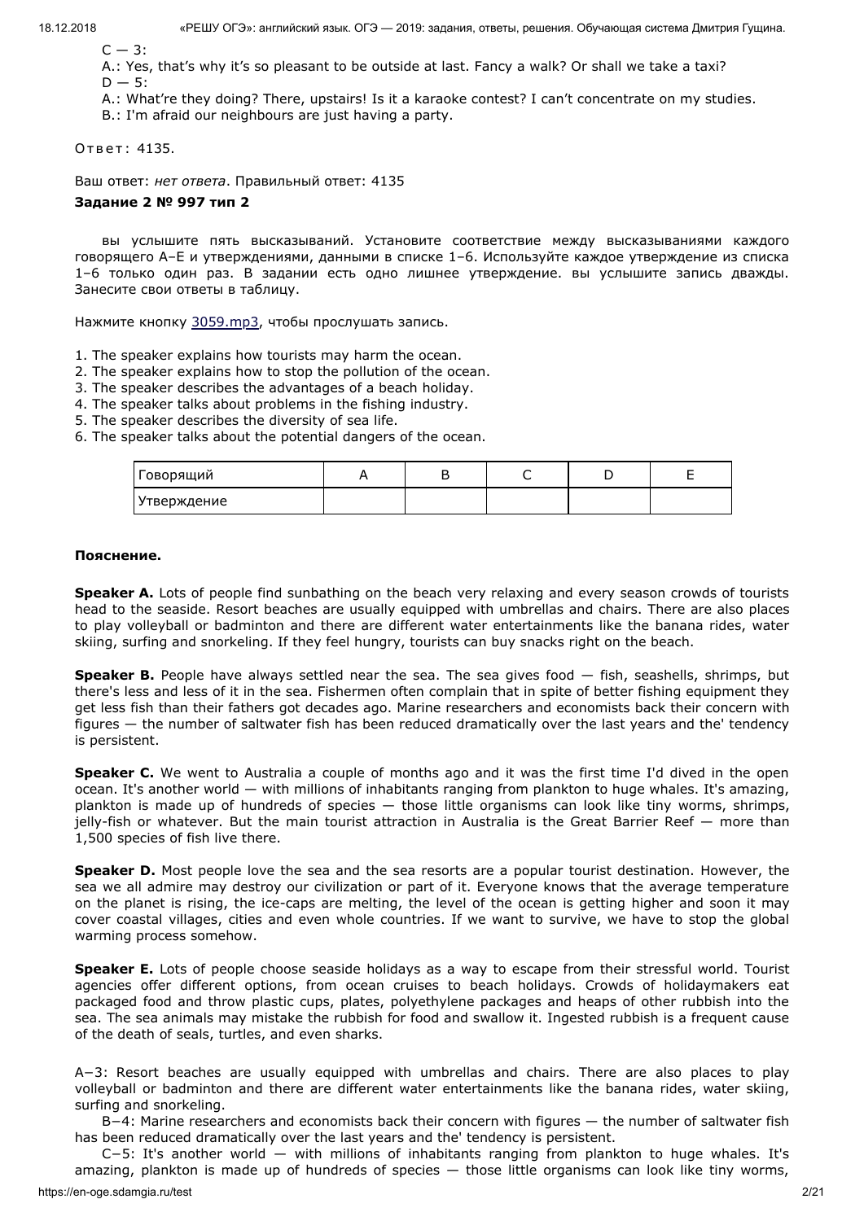C — 3:

A.: Yes, that's why it's so pleasant to be outside at last. Fancy a walk? Or shall we take a taxi?

D — 5:

A.: What're they doing? There, upstairs! Is it a karaoke contest? I can't concentrate on my studies.

B.: I'm afraid our neighbours are just having a party.

Ответ: 4135.

Ваш ответ: *нет ответа*. Правильный ответ: 4135

**Задание 2 № 997 тип 2**

вы услышите пять высказываний. Установите соответствие между высказываниями каждого говорящего A–E и утверждениями, данными в списке 1–6. Используйте каждое утверждение из списка 1–6 только один раз. В задании есть одно лишнее утверждение. вы услышите запись дважды. Занесите свои ответы в таблицу.

Нажмите кнопку 3059.mp3, чтобы прослушать запись.

1. The speaker explains how tourists may harm the ocean.
2. The speaker explains how to stop the pollution of the ocean.
3. The speaker describes the advantages of a beach holiday.
4. The speaker talks about problems in the fishing industry.
5. The speaker describes the diversity of sea life.
6. The speaker talks about the potential dangers of the ocean.

| Говорящий | A | B | C | D | E |
|---|---|---|---|---|---|
| Утверждение | | | | | |

**Пояснение.**

**Speaker A.** Lots of people find sunbathing on the beach very relaxing and every season crowds of tourists head to the seaside. Resort beaches are usually equipped with umbrellas and chairs. There are also places to play volleyball or badminton and there are different water entertainments like the banana rides, water skiing, surfing and snorkeling. If they feel hungry, tourists can buy snacks right on the beach.

**Speaker B.** People have always settled near the sea. The sea gives food — fish, seashells, shrimps, but there's less and less of it in the sea. Fishermen often complain that in spite of better fishing equipment they get less fish than their fathers got decades ago. Marine researchers and economists back their concern with figures — the number of saltwater fish has been reduced dramatically over the last years and the' tendency is persistent.

**Speaker C.** We went to Australia a couple of months ago and it was the first time I'd dived in the open ocean. It's another world — with millions of inhabitants ranging from plankton to huge whales. It's amazing, plankton is made up of hundreds of species — those little organisms can look like tiny worms, shrimps, jelly-fish or whatever. But the main tourist attraction in Australia is the Great Barrier Reef — more than 1,500 species of fish live there.

**Speaker D.** Most people love the sea and the sea resorts are a popular tourist destination. However, the sea we all admire may destroy our civilization or part of it. Everyone knows that the average temperature on the planet is rising, the ice-caps are melting, the level of the ocean is getting higher and soon it may cover coastal villages, cities and even whole countries. If we want to survive, we have to stop the global warming process somehow.

**Speaker E.** Lots of people choose seaside holidays as a way to escape from their stressful world. Tourist agencies offer different options, from ocean cruises to beach holidays. Crowds of holidaymakers eat packaged food and throw plastic cups, plates, polyethylene packages and heaps of other rubbish into the sea. The sea animals may mistake the rubbish for food and swallow it. Ingested rubbish is a frequent cause of the death of seals, turtles, and even sharks.

A−3: Resort beaches are usually equipped with umbrellas and chairs. There are also places to play volleyball or badminton and there are different water entertainments like the banana rides, water skiing, surfing and snorkeling.

B−4: Marine researchers and economists back their concern with figures — the number of saltwater fish has been reduced dramatically over the last years and the' tendency is persistent.

C−5: It's another world — with millions of inhabitants ranging from plankton to huge whales. It's amazing, plankton is made up of hundreds of species — those little organisms can look like tiny worms,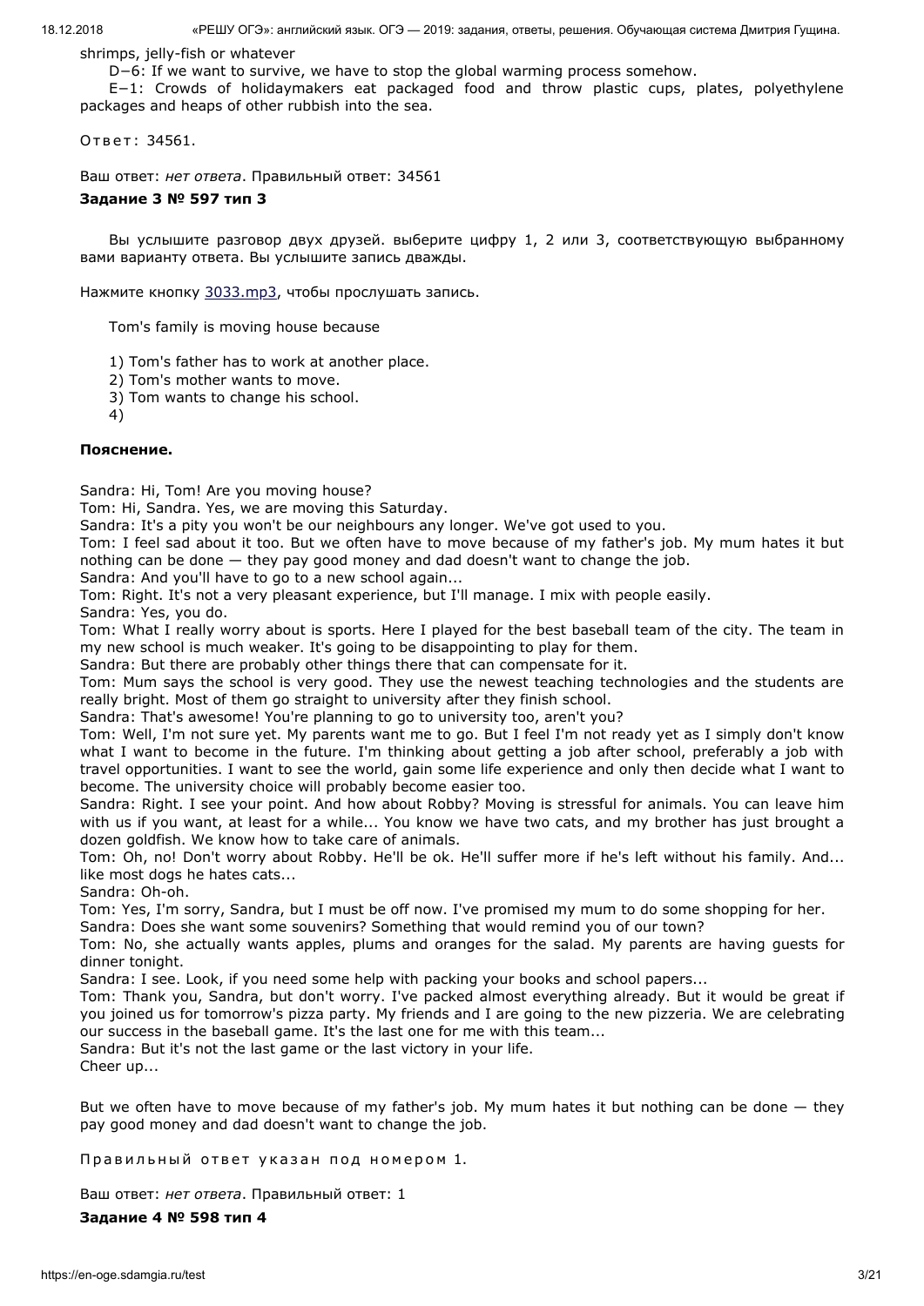shrimps, jelly-fish or whatever

D−6: If we want to survive, we have to stop the global warming process somehow.

E−1: Crowds of holidaymakers eat packaged food and throw plastic cups, plates, polyethylene packages and heaps of other rubbish into the sea.

Ответ: 34561.

Ваш ответ: *нет ответа*. Правильный ответ: 34561

**Задание 3 № 597 тип 3**

Вы услышите разговор двух друзей. выберите цифру 1, 2 или 3, соответствующую выбранному вами варианту ответа. Вы услышите запись дважды.

Нажмите кнопку 3033.mp3, чтобы прослушать запись.

Tom's family is moving house because

1) Tom's father has to work at another place.
2) Tom's mother wants to move.
3) Tom wants to change his school.
4)

**Пояснение.**

Sandra: Hi, Tom! Are you moving house?
Tom: Hi, Sandra. Yes, we are moving this Saturday.
Sandra: It's a pity you won't be our neighbours any longer. We've got used to you.
Tom: I feel sad about it too. But we often have to move because of my father's job. My mum hates it but nothing can be done — they pay good money and dad doesn't want to change the job.
Sandra: And you'll have to go to a new school again...
Tom: Right. It's not a very pleasant experience, but I'll manage. I mix with people easily.
Sandra: Yes, you do.
Tom: What I really worry about is sports. Here I played for the best baseball team of the city. The team in my new school is much weaker. It's going to be disappointing to play for them.
Sandra: But there are probably other things there that can compensate for it.
Tom: Mum says the school is very good. They use the newest teaching technologies and the students are really bright. Most of them go straight to university after they finish school.
Sandra: That's awesome! You're planning to go to university too, aren't you?
Tom: Well, I'm not sure yet. My parents want me to go. But I feel I'm not ready yet as I simply don't know what I want to become in the future. I'm thinking about getting a job after school, preferably a job with travel opportunities. I want to see the world, gain some life experience and only then decide what I want to become. The university choice will probably become easier too.
Sandra: Right. I see your point. And how about Robby? Moving is stressful for animals. You can leave him with us if you want, at least for a while... You know we have two cats, and my brother has just brought a dozen goldfish. We know how to take care of animals.
Tom: Oh, no! Don't worry about Robby. He'll be ok. He'll suffer more if he's left without his family. And... like most dogs he hates cats...
Sandra: Oh-oh.
Tom: Yes, I'm sorry, Sandra, but I must be off now. I've promised my mum to do some shopping for her.
Sandra: Does she want some souvenirs? Something that would remind you of our town?
Tom: No, she actually wants apples, plums and oranges for the salad. My parents are having guests for dinner tonight.
Sandra: I see. Look, if you need some help with packing your books and school papers...
Tom: Thank you, Sandra, but don't worry. I've packed almost everything already. But it would be great if you joined us for tomorrow's pizza party. My friends and I are going to the new pizzeria. We are celebrating our success in the baseball game. It's the last one for me with this team...
Sandra: But it's not the last game or the last victory in your life.
Cheer up...

But we often have to move because of my father's job. My mum hates it but nothing can be done — they pay good money and dad doesn't want to change the job.

Правильный ответ указан под номером 1.

Ваш ответ: *нет ответа*. Правильный ответ: 1

**Задание 4 № 598 тип 4**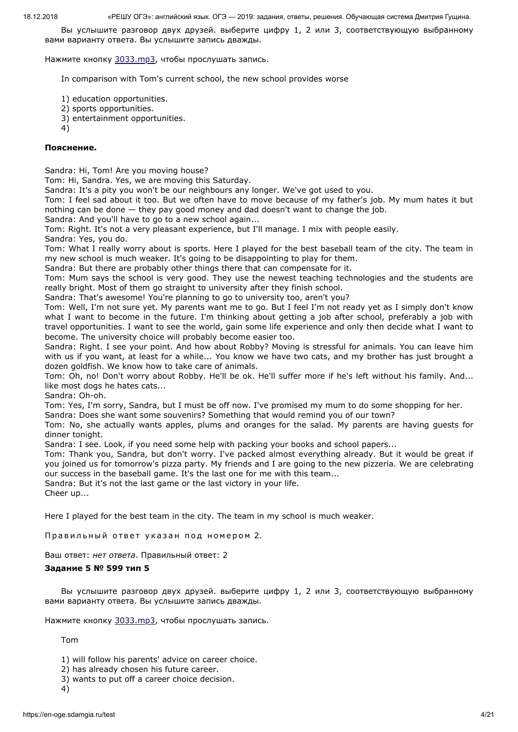Вы услышите разговор двух друзей. выберите цифру 1, 2 или 3, соответствующую выбранному вами варианту ответа. Вы услышите запись дважды.

Нажмите кнопку 3033.mp3, чтобы прослушать запись.

In comparison with Tom's current school, the new school provides worse

1) education opportunities.
2) sports opportunities.
3) entertainment opportunities.
4)

**Пояснение.**

Sandra: Hi, Tom! Are you moving house?
Tom: Hi, Sandra. Yes, we are moving this Saturday.
Sandra: It's a pity you won't be our neighbours any longer. We've got used to you.
Tom: I feel sad about it too. But we often have to move because of my father's job. My mum hates it but nothing can be done — they pay good money and dad doesn't want to change the job.
Sandra: And you'll have to go to a new school again...
Tom: Right. It's not a very pleasant experience, but I'll manage. I mix with people easily.
Sandra: Yes, you do.
Tom: What I really worry about is sports. Here I played for the best baseball team of the city. The team in my new school is much weaker. It's going to be disappointing to play for them.
Sandra: But there are probably other things there that can compensate for it.
Tom: Mum says the school is very good. They use the newest teaching technologies and the students are really bright. Most of them go straight to university after they finish school.
Sandra: That's awesome! You're planning to go to university too, aren't you?
Tom: Well, I'm not sure yet. My parents want me to go. But I feel I'm not ready yet as I simply don't know what I want to become in the future. I'm thinking about getting a job after school, preferably a job with travel opportunities. I want to see the world, gain some life experience and only then decide what I want to become. The university choice will probably become easier too.
Sandra: Right. I see your point. And how about Robby? Moving is stressful for animals. You can leave him with us if you want, at least for a while... You know we have two cats, and my brother has just brought a dozen goldfish. We know how to take care of animals.
Tom: Oh, no! Don't worry about Robby. He'll be ok. He'll suffer more if he's left without his family. And... like most dogs he hates cats...
Sandra: Oh-oh.
Tom: Yes, I'm sorry, Sandra, but I must be off now. I've promised my mum to do some shopping for her.
Sandra: Does she want some souvenirs? Something that would remind you of our town?
Tom: No, she actually wants apples, plums and oranges for the salad. My parents are having guests for dinner tonight.
Sandra: I see. Look, if you need some help with packing your books and school papers...
Tom: Thank you, Sandra, but don't worry. I've packed almost everything already. But it would be great if you joined us for tomorrow's pizza party. My friends and I are going to the new pizzeria. We are celebrating our success in the baseball game. It's the last one for me with this team...
Sandra: But it's not the last game or the last victory in your life.
Cheer up...

Here I played for the best team in the city. The team in my school is much weaker.

Правильный ответ указан под номером 2.

Ваш ответ: *нет ответа*. Правильный ответ: 2

**Задание 5 № 599 тип 5**

Вы услышите разговор двух друзей. выберите цифру 1, 2 или 3, соответствующую выбранному вами варианту ответа. Вы услышите запись дважды.

Нажмите кнопку 3033.mp3, чтобы прослушать запись.

Tom

1) will follow his parents' advice on career choice.
2) has already chosen his future career.
3) wants to put off a career choice decision.
4)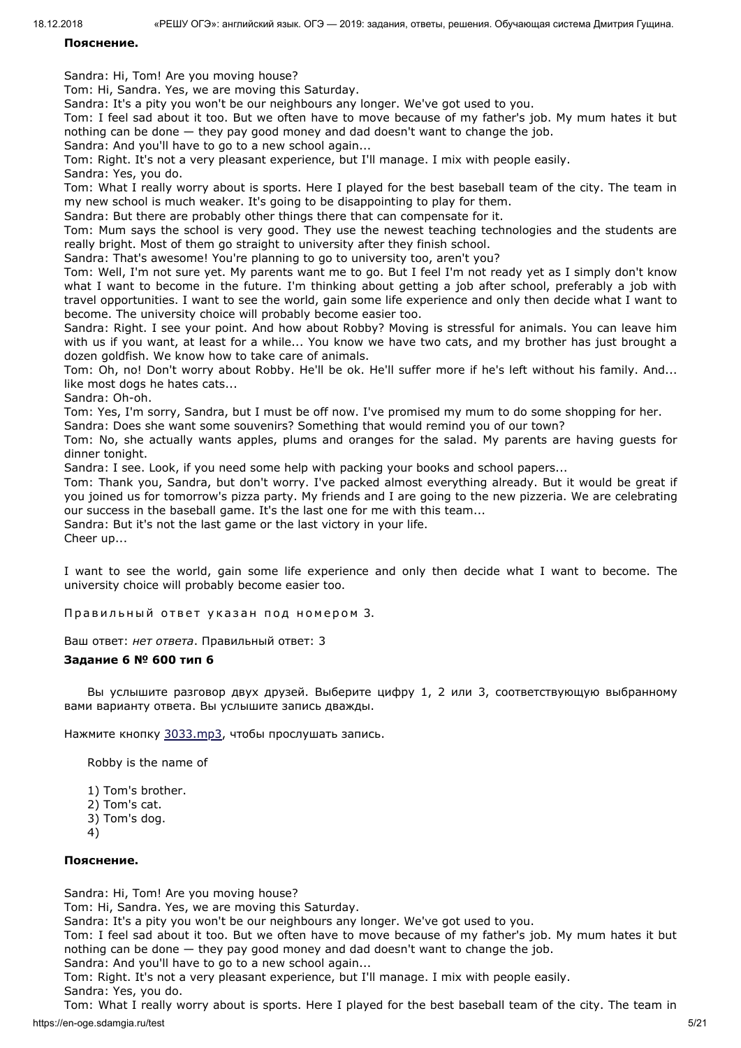**Пояснение.**

Sandra: Hi, Tom! Are you moving house?
Tom: Hi, Sandra. Yes, we are moving this Saturday.
Sandra: It's a pity you won't be our neighbours any longer. We've got used to you.
Tom: I feel sad about it too. But we often have to move because of my father's job. My mum hates it but nothing can be done — they pay good money and dad doesn't want to change the job.
Sandra: And you'll have to go to a new school again...
Tom: Right. It's not a very pleasant experience, but I'll manage. I mix with people easily.
Sandra: Yes, you do.
Tom: What I really worry about is sports. Here I played for the best baseball team of the city. The team in my new school is much weaker. It's going to be disappointing to play for them.
Sandra: But there are probably other things there that can compensate for it.
Tom: Mum says the school is very good. They use the newest teaching technologies and the students are really bright. Most of them go straight to university after they finish school.
Sandra: That's awesome! You're planning to go to university too, aren't you?
Tom: Well, I'm not sure yet. My parents want me to go. But I feel I'm not ready yet as I simply don't know what I want to become in the future. I'm thinking about getting a job after school, preferably a job with travel opportunities. I want to see the world, gain some life experience and only then decide what I want to become. The university choice will probably become easier too.
Sandra: Right. I see your point. And how about Robby? Moving is stressful for animals. You can leave him with us if you want, at least for a while... You know we have two cats, and my brother has just brought a dozen goldfish. We know how to take care of animals.
Tom: Oh, no! Don't worry about Robby. He'll be ok. He'll suffer more if he's left without his family. And... like most dogs he hates cats...
Sandra: Oh-oh.
Tom: Yes, I'm sorry, Sandra, but I must be off now. I've promised my mum to do some shopping for her.
Sandra: Does she want some souvenirs? Something that would remind you of our town?
Tom: No, she actually wants apples, plums and oranges for the salad. My parents are having guests for dinner tonight.
Sandra: I see. Look, if you need some help with packing your books and school papers...
Tom: Thank you, Sandra, but don't worry. I've packed almost everything already. But it would be great if you joined us for tomorrow's pizza party. My friends and I are going to the new pizzeria. We are celebrating our success in the baseball game. It's the last one for me with this team...
Sandra: But it's not the last game or the last victory in your life.
Cheer up...

I want to see the world, gain some life experience and only then decide what I want to become. The university choice will probably become easier too.

Правильный ответ указан под номером 3.

Ваш ответ: *нет ответа*. Правильный ответ: 3

### Задание 6 № 600 тип 6

Вы услышите разговор двух друзей. Выберите цифру 1, 2 или 3, соответствующую выбранному вами варианту ответа. Вы услышите запись дважды.

Нажмите кнопку 3033.mp3, чтобы прослушать запись.

Robby is the name of

1) Tom's brother.
2) Tom's cat.
3) Tom's dog.
4)

**Пояснение.**

Sandra: Hi, Tom! Are you moving house?
Tom: Hi, Sandra. Yes, we are moving this Saturday.
Sandra: It's a pity you won't be our neighbours any longer. We've got used to you.
Tom: I feel sad about it too. But we often have to move because of my father's job. My mum hates it but nothing can be done — they pay good money and dad doesn't want to change the job.
Sandra: And you'll have to go to a new school again...
Tom: Right. It's not a very pleasant experience, but I'll manage. I mix with people easily.
Sandra: Yes, you do.
Tom: What I really worry about is sports. Here I played for the best baseball team of the city. The team in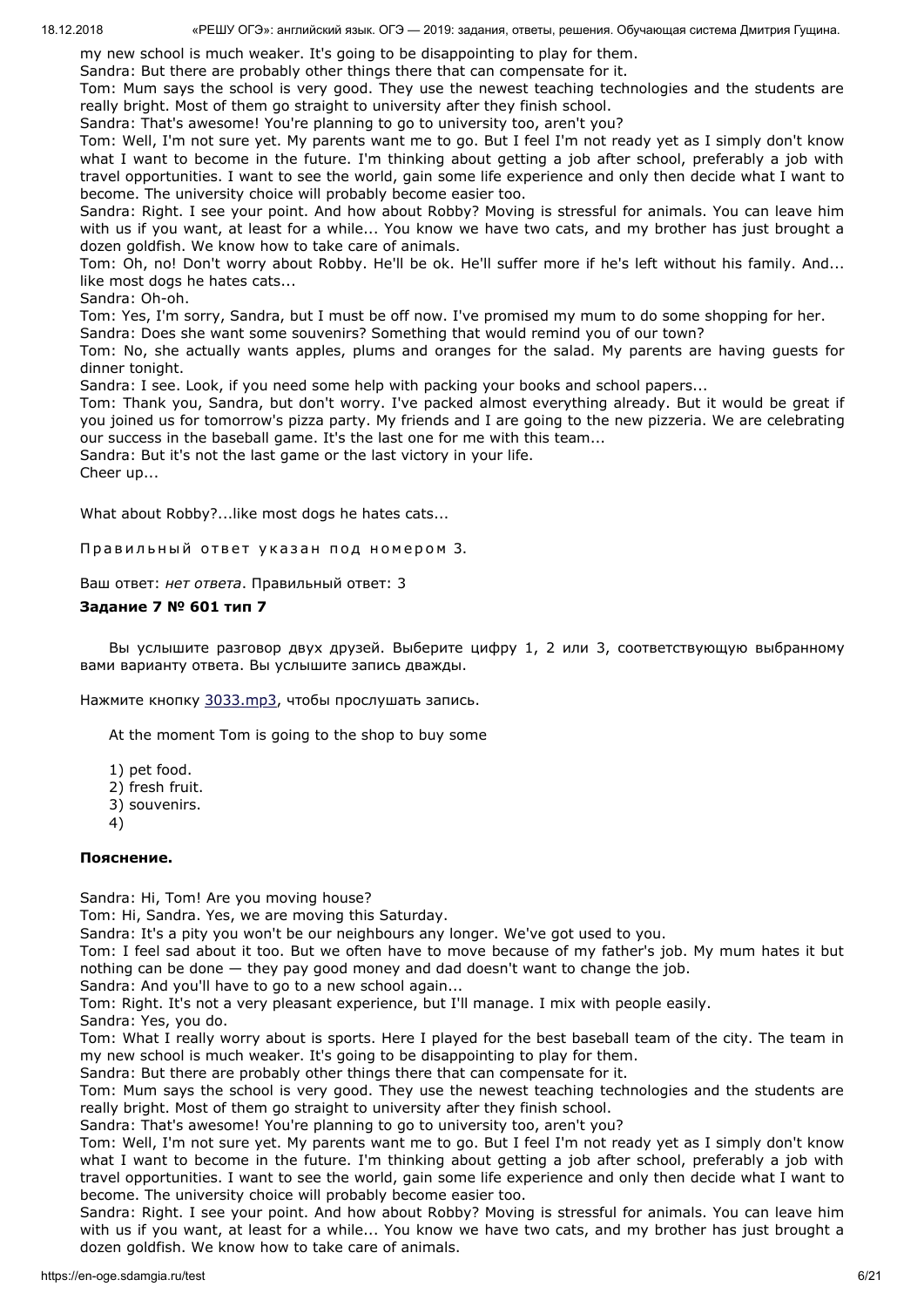my new school is much weaker. It's going to be disappointing to play for them.

Sandra: But there are probably other things there that can compensate for it.

Tom: Mum says the school is very good. They use the newest teaching technologies and the students are really bright. Most of them go straight to university after they finish school.

Sandra: That's awesome! You're planning to go to university too, aren't you?

Tom: Well, I'm not sure yet. My parents want me to go. But I feel I'm not ready yet as I simply don't know what I want to become in the future. I'm thinking about getting a job after school, preferably a job with travel opportunities. I want to see the world, gain some life experience and only then decide what I want to become. The university choice will probably become easier too.

Sandra: Right. I see your point. And how about Robby? Moving is stressful for animals. You can leave him with us if you want, at least for a while... You know we have two cats, and my brother has just brought a dozen goldfish. We know how to take care of animals.

Tom: Oh, no! Don't worry about Robby. He'll be ok. He'll suffer more if he's left without his family. And... like most dogs he hates cats...

Sandra: Oh-oh.

Tom: Yes, I'm sorry, Sandra, but I must be off now. I've promised my mum to do some shopping for her.

Sandra: Does she want some souvenirs? Something that would remind you of our town?

Tom: No, she actually wants apples, plums and oranges for the salad. My parents are having guests for dinner tonight.

Sandra: I see. Look, if you need some help with packing your books and school papers...

Tom: Thank you, Sandra, but don't worry. I've packed almost everything already. But it would be great if you joined us for tomorrow's pizza party. My friends and I are going to the new pizzeria. We are celebrating our success in the baseball game. It's the last one for me with this team...

Sandra: But it's not the last game or the last victory in your life.

Cheer up...

What about Robby?...like most dogs he hates cats...

Правильный ответ указан под номером 3.

Ваш ответ: *нет ответа*. Правильный ответ: 3

**Задание 7 № 601 тип 7**

Вы услышите разговор двух друзей. Выберите цифру 1, 2 или 3, соответствующую выбранному вами варианту ответа. Вы услышите запись дважды.

Нажмите кнопку 3033.mp3, чтобы прослушать запись.

At the moment Tom is going to the shop to buy some

1) pet food.
2) fresh fruit.
3) souvenirs.
4)

**Пояснение.**

Sandra: Hi, Tom! Are you moving house?

Tom: Hi, Sandra. Yes, we are moving this Saturday.

Sandra: It's a pity you won't be our neighbours any longer. We've got used to you.

Tom: I feel sad about it too. But we often have to move because of my father's job. My mum hates it but nothing can be done — they pay good money and dad doesn't want to change the job.

Sandra: And you'll have to go to a new school again...

Tom: Right. It's not a very pleasant experience, but I'll manage. I mix with people easily.

Sandra: Yes, you do.

Tom: What I really worry about is sports. Here I played for the best baseball team of the city. The team in my new school is much weaker. It's going to be disappointing to play for them.

Sandra: But there are probably other things there that can compensate for it.

Tom: Mum says the school is very good. They use the newest teaching technologies and the students are really bright. Most of them go straight to university after they finish school.

Sandra: That's awesome! You're planning to go to university too, aren't you?

Tom: Well, I'm not sure yet. My parents want me to go. But I feel I'm not ready yet as I simply don't know what I want to become in the future. I'm thinking about getting a job after school, preferably a job with travel opportunities. I want to see the world, gain some life experience and only then decide what I want to become. The university choice will probably become easier too.

Sandra: Right. I see your point. And how about Robby? Moving is stressful for animals. You can leave him with us if you want, at least for a while... You know we have two cats, and my brother has just brought a dozen goldfish. We know how to take care of animals.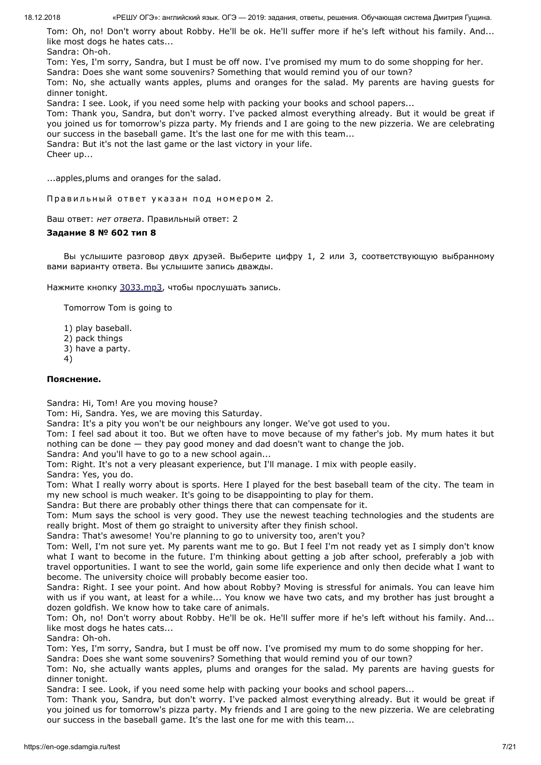Tom: Oh, no! Don't worry about Robby. He'll be ok. He'll suffer more if he's left without his family. And... like most dogs he hates cats...

Sandra: Oh-oh.

Tom: Yes, I'm sorry, Sandra, but I must be off now. I've promised my mum to do some shopping for her.

Sandra: Does she want some souvenirs? Something that would remind you of our town?

Tom: No, she actually wants apples, plums and oranges for the salad. My parents are having guests for dinner tonight.

Sandra: I see. Look, if you need some help with packing your books and school papers...

Tom: Thank you, Sandra, but don't worry. I've packed almost everything already. But it would be great if you joined us for tomorrow's pizza party. My friends and I are going to the new pizzeria. We are celebrating our success in the baseball game. It's the last one for me with this team...

Sandra: But it's not the last game or the last victory in your life.

Cheer up...

...apples,plums and oranges for the salad.

Правильный ответ указан под номером 2.

Ваш ответ: *нет ответа*. Правильный ответ: 2

### Задание 8 № 602 тип 8

Вы услышите разговор двух друзей. Выберите цифру 1, 2 или 3, соответствующую выбранному вами варианту ответа. Вы услышите запись дважды.

Нажмите кнопку 3033.mp3, чтобы прослушать запись.

Tomorrow Tom is going to

1) play baseball.
2) pack things
3) have a party.
4)

### Пояснение.

Sandra: Hi, Tom! Are you moving house?

Tom: Hi, Sandra. Yes, we are moving this Saturday.

Sandra: It's a pity you won't be our neighbours any longer. We've got used to you.

Tom: I feel sad about it too. But we often have to move because of my father's job. My mum hates it but nothing can be done — they pay good money and dad doesn't want to change the job.

Sandra: And you'll have to go to a new school again...

Tom: Right. It's not a very pleasant experience, but I'll manage. I mix with people easily.

Sandra: Yes, you do.

Tom: What I really worry about is sports. Here I played for the best baseball team of the city. The team in my new school is much weaker. It's going to be disappointing to play for them.

Sandra: But there are probably other things there that can compensate for it.

Tom: Mum says the school is very good. They use the newest teaching technologies and the students are really bright. Most of them go straight to university after they finish school.

Sandra: That's awesome! You're planning to go to university too, aren't you?

Tom: Well, I'm not sure yet. My parents want me to go. But I feel I'm not ready yet as I simply don't know what I want to become in the future. I'm thinking about getting a job after school, preferably a job with travel opportunities. I want to see the world, gain some life experience and only then decide what I want to become. The university choice will probably become easier too.

Sandra: Right. I see your point. And how about Robby? Moving is stressful for animals. You can leave him with us if you want, at least for a while... You know we have two cats, and my brother has just brought a dozen goldfish. We know how to take care of animals.

Tom: Oh, no! Don't worry about Robby. He'll be ok. He'll suffer more if he's left without his family. And... like most dogs he hates cats...

Sandra: Oh-oh.

Tom: Yes, I'm sorry, Sandra, but I must be off now. I've promised my mum to do some shopping for her.

Sandra: Does she want some souvenirs? Something that would remind you of our town?

Tom: No, she actually wants apples, plums and oranges for the salad. My parents are having guests for dinner tonight.

Sandra: I see. Look, if you need some help with packing your books and school papers...

Tom: Thank you, Sandra, but don't worry. I've packed almost everything already. But it would be great if you joined us for tomorrow's pizza party. My friends and I are going to the new pizzeria. We are celebrating our success in the baseball game. It's the last one for me with this team...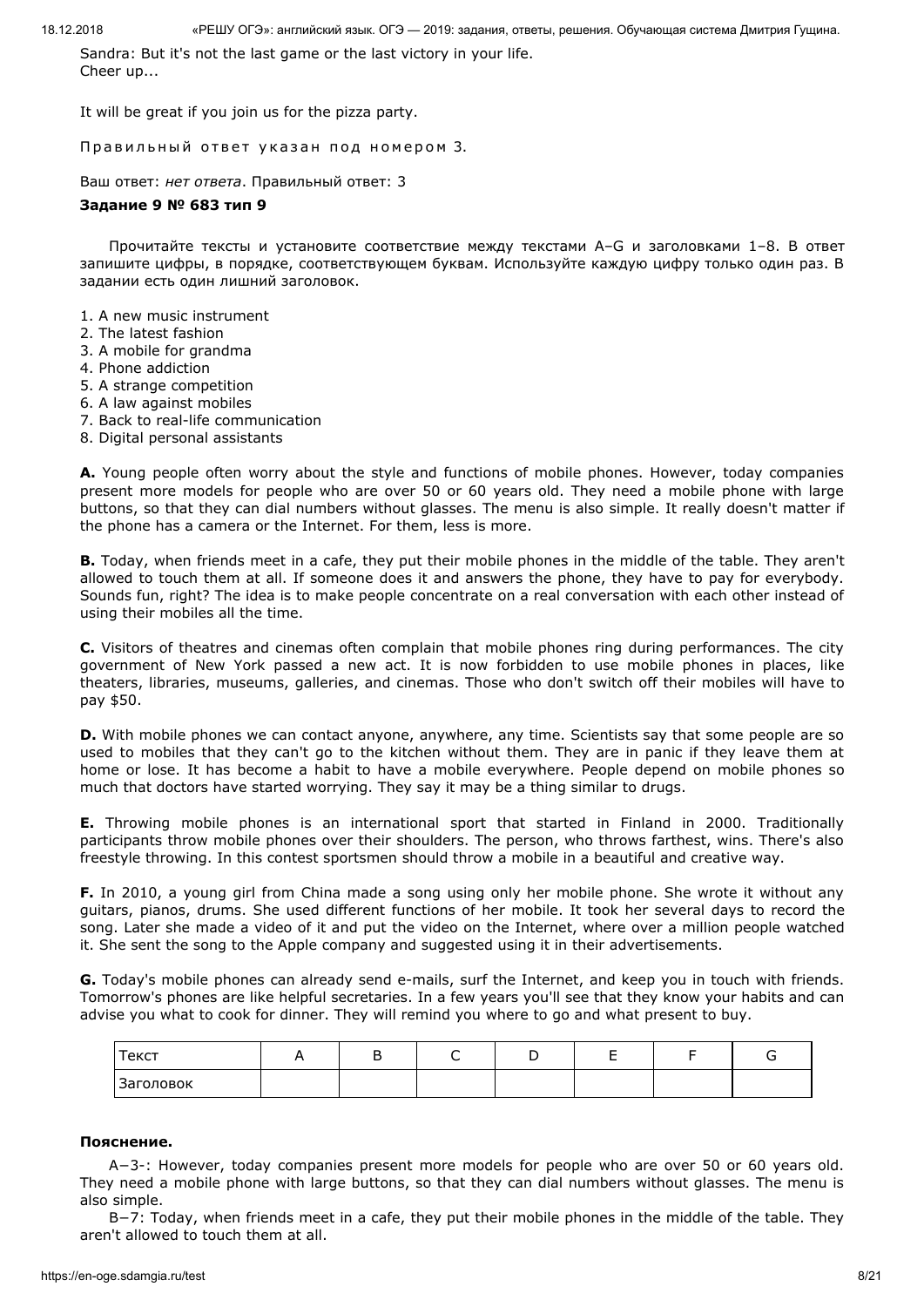Sandra: But it's not the last game or the last victory in your life.
Cheer up...

It will be great if you join us for the pizza party.

Правильный ответ указан под номером 3.

Ваш ответ: *нет ответа*. Правильный ответ: 3

**Задание 9 № 683 тип 9**

Прочитайте тексты и установите соответствие между текстами A–G и заголовками 1–8. В ответ запишите цифры, в порядке, соответствующем буквам. Используйте каждую цифру только один раз. В задании есть один лишний заголовок.

1. A new music instrument
2. The latest fashion
3. A mobile for grandma
4. Phone addiction
5. A strange competition
6. A law against mobiles
7. Back to real-life communication
8. Digital personal assistants

**A.** Young people often worry about the style and functions of mobile phones. However, today companies present more models for people who are over 50 or 60 years old. They need a mobile phone with large buttons, so that they can dial numbers without glasses. The menu is also simple. It really doesn't matter if the phone has a camera or the Internet. For them, less is more.

**B.** Today, when friends meet in a cafe, they put their mobile phones in the middle of the table. They aren't allowed to touch them at all. If someone does it and answers the phone, they have to pay for everybody. Sounds fun, right? The idea is to make people concentrate on a real conversation with each other instead of using their mobiles all the time.

**C.** Visitors of theatres and cinemas often complain that mobile phones ring during performances. The city government of New York passed a new act. It is now forbidden to use mobile phones in places, like theaters, libraries, museums, galleries, and cinemas. Those who don't switch off their mobiles will have to pay $50.

**D.** With mobile phones we can contact anyone, anywhere, any time. Scientists say that some people are so used to mobiles that they can't go to the kitchen without them. They are in panic if they leave them at home or lose. It has become a habit to have a mobile everywhere. People depend on mobile phones so much that doctors have started worrying. They say it may be a thing similar to drugs.

**E.** Throwing mobile phones is an international sport that started in Finland in 2000. Traditionally participants throw mobile phones over their shoulders. The person, who throws farthest, wins. There's also freestyle throwing. In this contest sportsmen should throw a mobile in a beautiful and creative way.

**F.** In 2010, a young girl from China made a song using only her mobile phone. She wrote it without any guitars, pianos, drums. She used different functions of her mobile. It took her several days to record the song. Later she made a video of it and put the video on the Internet, where over a million people watched it. She sent the song to the Apple company and suggested using it in their advertisements.

**G.** Today's mobile phones can already send e-mails, surf the Internet, and keep you in touch with friends. Tomorrow's phones are like helpful secretaries. In a few years you'll see that they know your habits and can advise you what to cook for dinner. They will remind you where to go and what present to buy.

| Текст | A | B | C | D | E | F | G |
|---|---|---|---|---|---|---|---|
| Заголовок | | | | | | | |

**Пояснение.**

A−3-: However, today companies present more models for people who are over 50 or 60 years old. They need a mobile phone with large buttons, so that they can dial numbers without glasses. The menu is also simple.

B−7: Today, when friends meet in a cafe, they put their mobile phones in the middle of the table. They aren't allowed to touch them at all.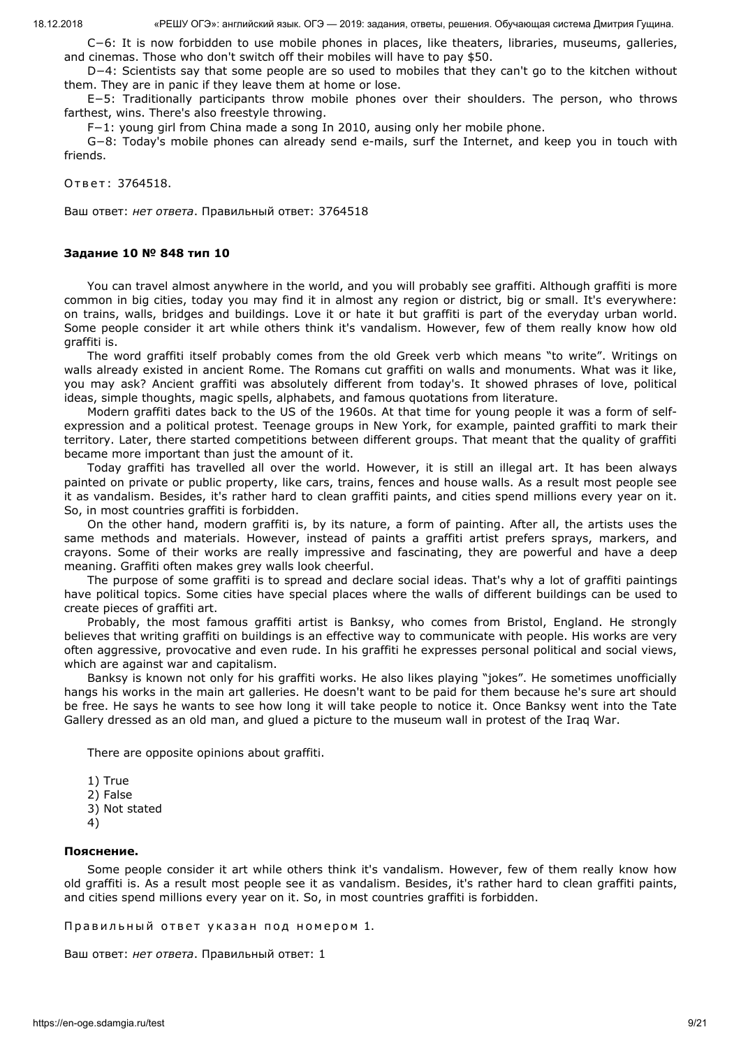C−6: It is now forbidden to use mobile phones in places, like theaters, libraries, museums, galleries, and cinemas. Those who don't switch off their mobiles will have to pay $50.

D−4: Scientists say that some people are so used to mobiles that they can't go to the kitchen without them. They are in panic if they leave them at home or lose.

E−5: Traditionally participants throw mobile phones over their shoulders. The person, who throws farthest, wins. There's also freestyle throwing.

F−1: young girl from China made a song In 2010, ausing only her mobile phone.

G−8: Today's mobile phones can already send e-mails, surf the Internet, and keep you in touch with friends.

О т в е т : 3764518.

Ваш ответ: *нет ответа*. Правильный ответ: 3764518

### Задание 10 № 848 тип 10

You can travel almost anywhere in the world, and you will probably see graffiti. Although graffiti is more common in big cities, today you may find it in almost any region or district, big or small. It's everywhere: on trains, walls, bridges and buildings. Love it or hate it but graffiti is part of the everyday urban world. Some people consider it art while others think it's vandalism. However, few of them really know how old graffiti is.

The word graffiti itself probably comes from the old Greek verb which means "to write". Writings on walls already existed in ancient Rome. The Romans cut graffiti on walls and monuments. What was it like, you may ask? Ancient graffiti was absolutely different from today's. It showed phrases of love, political ideas, simple thoughts, magic spells, alphabets, and famous quotations from literature.

Modern graffiti dates back to the US of the 1960s. At that time for young people it was a form of self-expression and a political protest. Teenage groups in New York, for example, painted graffiti to mark their territory. Later, there started competitions between different groups. That meant that the quality of graffiti became more important than just the amount of it.

Today graffiti has travelled all over the world. However, it is still an illegal art. It has been always painted on private or public property, like cars, trains, fences and house walls. As a result most people see it as vandalism. Besides, it's rather hard to clean graffiti paints, and cities spend millions every year on it. So, in most countries graffiti is forbidden.

On the other hand, modern graffiti is, by its nature, a form of painting. After all, the artists uses the same methods and materials. However, instead of paints a graffiti artist prefers sprays, markers, and crayons. Some of their works are really impressive and fascinating, they are powerful and have a deep meaning. Graffiti often makes grey walls look cheerful.

The purpose of some graffiti is to spread and declare social ideas. That's why a lot of graffiti paintings have political topics. Some cities have special places where the walls of different buildings can be used to create pieces of graffiti art.

Probably, the most famous graffiti artist is Banksy, who comes from Bristol, England. He strongly believes that writing graffiti on buildings is an effective way to communicate with people. His works are very often aggressive, provocative and even rude. In his graffiti he expresses personal political and social views, which are against war and capitalism.

Banksy is known not only for his graffiti works. He also likes playing "jokes". He sometimes unofficially hangs his works in the main art galleries. He doesn't want to be paid for them because he's sure art should be free. He says he wants to see how long it will take people to notice it. Once Banksy went into the Tate Gallery dressed as an old man, and glued a picture to the museum wall in protest of the Iraq War.

There are opposite opinions about graffiti.

1) True
2) False
3) Not stated
4)

**Пояснение.**

Some people consider it art while others think it's vandalism. However, few of them really know how old graffiti is. As a result most people see it as vandalism. Besides, it's rather hard to clean graffiti paints, and cities spend millions every year on it. So, in most countries graffiti is forbidden.

П р а в и л ь н ы й  о т в е т  у к а з а н  п о д  н о м е р о м 1.

Ваш ответ: *нет ответа*. Правильный ответ: 1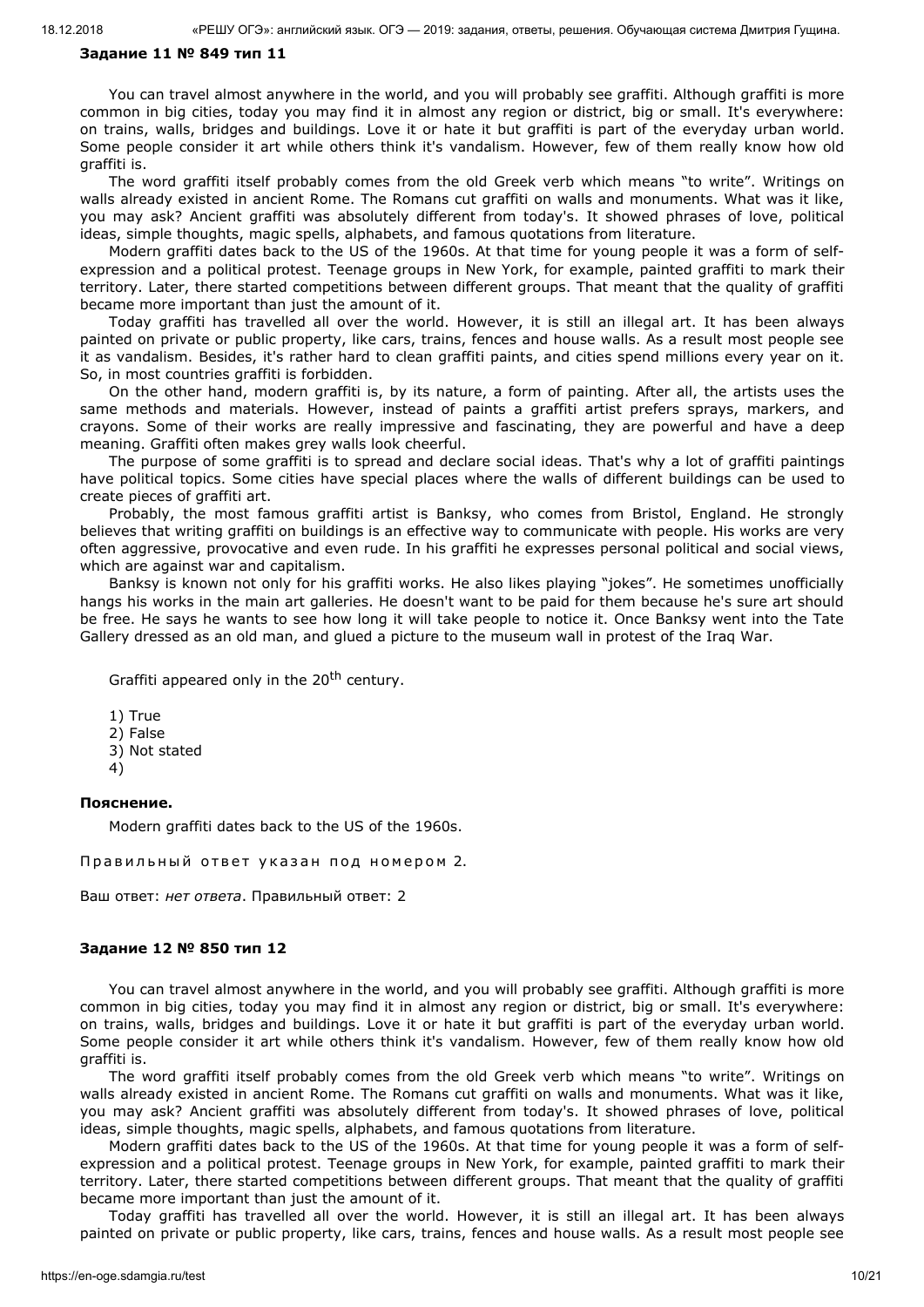### Задание 11 № 849 тип 11

You can travel almost anywhere in the world, and you will probably see graffiti. Although graffiti is more common in big cities, today you may find it in almost any region or district, big or small. It's everywhere: on trains, walls, bridges and buildings. Love it or hate it but graffiti is part of the everyday urban world. Some people consider it art while others think it's vandalism. However, few of them really know how old graffiti is.

The word graffiti itself probably comes from the old Greek verb which means "to write". Writings on walls already existed in ancient Rome. The Romans cut graffiti on walls and monuments. What was it like, you may ask? Ancient graffiti was absolutely different from today's. It showed phrases of love, political ideas, simple thoughts, magic spells, alphabets, and famous quotations from literature.

Modern graffiti dates back to the US of the 1960s. At that time for young people it was a form of self-expression and a political protest. Teenage groups in New York, for example, painted graffiti to mark their territory. Later, there started competitions between different groups. That meant that the quality of graffiti became more important than just the amount of it.

Today graffiti has travelled all over the world. However, it is still an illegal art. It has been always painted on private or public property, like cars, trains, fences and house walls. As a result most people see it as vandalism. Besides, it's rather hard to clean graffiti paints, and cities spend millions every year on it. So, in most countries graffiti is forbidden.

On the other hand, modern graffiti is, by its nature, a form of painting. After all, the artists uses the same methods and materials. However, instead of paints a graffiti artist prefers sprays, markers, and crayons. Some of their works are really impressive and fascinating, they are powerful and have a deep meaning. Graffiti often makes grey walls look cheerful.

The purpose of some graffiti is to spread and declare social ideas. That's why a lot of graffiti paintings have political topics. Some cities have special places where the walls of different buildings can be used to create pieces of graffiti art.

Probably, the most famous graffiti artist is Banksy, who comes from Bristol, England. He strongly believes that writing graffiti on buildings is an effective way to communicate with people. His works are very often aggressive, provocative and even rude. In his graffiti he expresses personal political and social views, which are against war and capitalism.

Banksy is known not only for his graffiti works. He also likes playing "jokes". He sometimes unofficially hangs his works in the main art galleries. He doesn't want to be paid for them because he's sure art should be free. He says he wants to see how long it will take people to notice it. Once Banksy went into the Tate Gallery dressed as an old man, and glued a picture to the museum wall in protest of the Iraq War.

Graffiti appeared only in the 20th century.

1) True
2) False
3) Not stated
4)

**Пояснение.**

Modern graffiti dates back to the US of the 1960s.

Правильный ответ указан под номером 2.

Ваш ответ: *нет ответа*. Правильный ответ: 2

### Задание 12 № 850 тип 12

You can travel almost anywhere in the world, and you will probably see graffiti. Although graffiti is more common in big cities, today you may find it in almost any region or district, big or small. It's everywhere: on trains, walls, bridges and buildings. Love it or hate it but graffiti is part of the everyday urban world. Some people consider it art while others think it's vandalism. However, few of them really know how old graffiti is.

The word graffiti itself probably comes from the old Greek verb which means "to write". Writings on walls already existed in ancient Rome. The Romans cut graffiti on walls and monuments. What was it like, you may ask? Ancient graffiti was absolutely different from today's. It showed phrases of love, political ideas, simple thoughts, magic spells, alphabets, and famous quotations from literature.

Modern graffiti dates back to the US of the 1960s. At that time for young people it was a form of self-expression and a political protest. Teenage groups in New York, for example, painted graffiti to mark their territory. Later, there started competitions between different groups. That meant that the quality of graffiti became more important than just the amount of it.

Today graffiti has travelled all over the world. However, it is still an illegal art. It has been always painted on private or public property, like cars, trains, fences and house walls. As a result most people see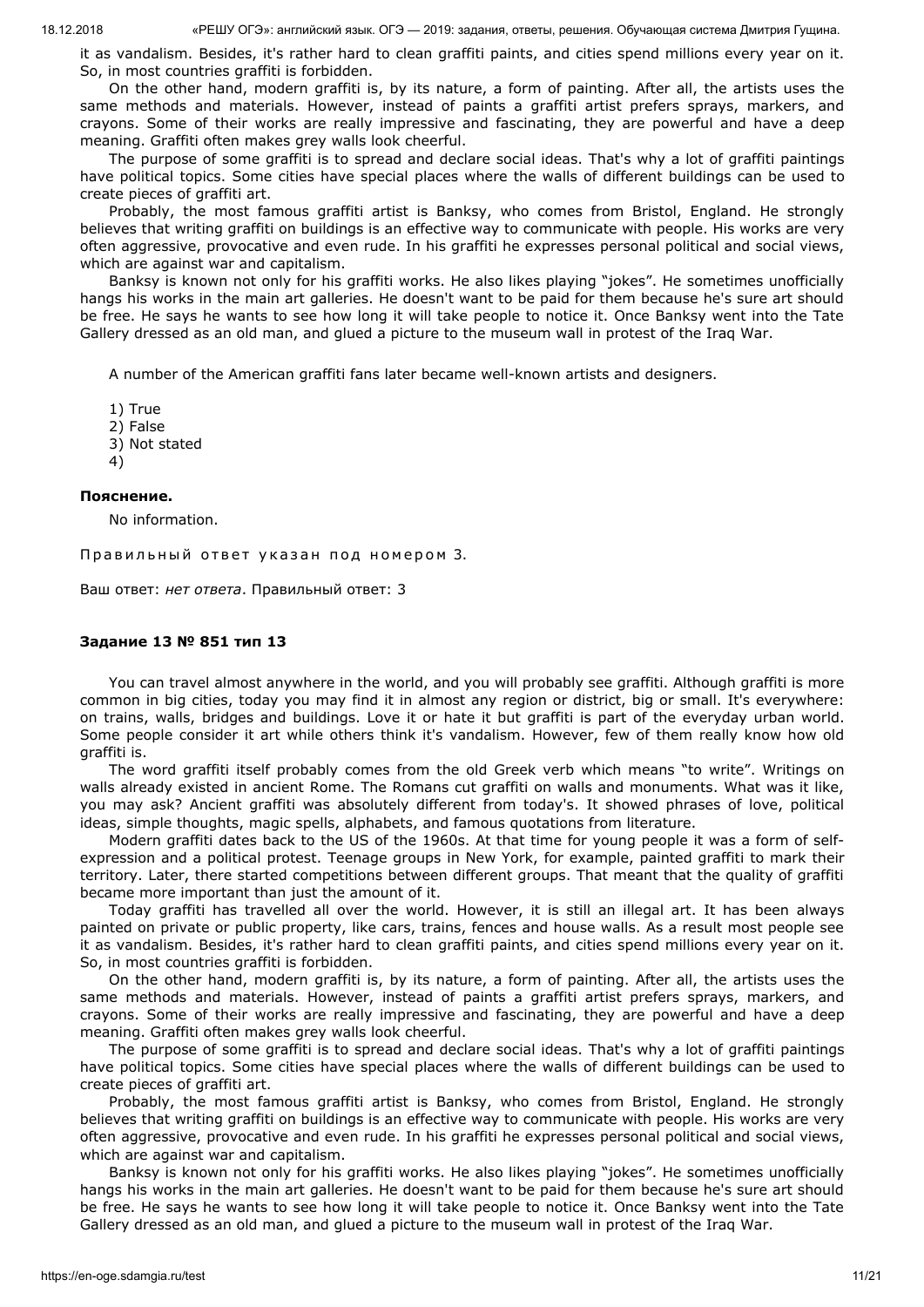it as vandalism. Besides, it's rather hard to clean graffiti paints, and cities spend millions every year on it. So, in most countries graffiti is forbidden.

On the other hand, modern graffiti is, by its nature, a form of painting. After all, the artists uses the same methods and materials. However, instead of paints a graffiti artist prefers sprays, markers, and crayons. Some of their works are really impressive and fascinating, they are powerful and have a deep meaning. Graffiti often makes grey walls look cheerful.

The purpose of some graffiti is to spread and declare social ideas. That's why a lot of graffiti paintings have political topics. Some cities have special places where the walls of different buildings can be used to create pieces of graffiti art.

Probably, the most famous graffiti artist is Banksy, who comes from Bristol, England. He strongly believes that writing graffiti on buildings is an effective way to communicate with people. His works are very often aggressive, provocative and even rude. In his graffiti he expresses personal political and social views, which are against war and capitalism.

Banksy is known not only for his graffiti works. He also likes playing "jokes". He sometimes unofficially hangs his works in the main art galleries. He doesn't want to be paid for them because he's sure art should be free. He says he wants to see how long it will take people to notice it. Once Banksy went into the Tate Gallery dressed as an old man, and glued a picture to the museum wall in protest of the Iraq War.

A number of the American graffiti fans later became well-known artists and designers.

1) True
2) False
3) Not stated
4)

**Пояснение.**

No information.

Правильный ответ указан под номером 3.

Ваш ответ: *нет ответа*. Правильный ответ: 3

### Задание 13 № 851 тип 13

You can travel almost anywhere in the world, and you will probably see graffiti. Although graffiti is more common in big cities, today you may find it in almost any region or district, big or small. It's everywhere: on trains, walls, bridges and buildings. Love it or hate it but graffiti is part of the everyday urban world. Some people consider it art while others think it's vandalism. However, few of them really know how old graffiti is.

The word graffiti itself probably comes from the old Greek verb which means "to write". Writings on walls already existed in ancient Rome. The Romans cut graffiti on walls and monuments. What was it like, you may ask? Ancient graffiti was absolutely different from today's. It showed phrases of love, political ideas, simple thoughts, magic spells, alphabets, and famous quotations from literature.

Modern graffiti dates back to the US of the 1960s. At that time for young people it was a form of self-expression and a political protest. Teenage groups in New York, for example, painted graffiti to mark their territory. Later, there started competitions between different groups. That meant that the quality of graffiti became more important than just the amount of it.

Today graffiti has travelled all over the world. However, it is still an illegal art. It has been always painted on private or public property, like cars, trains, fences and house walls. As a result most people see it as vandalism. Besides, it's rather hard to clean graffiti paints, and cities spend millions every year on it. So, in most countries graffiti is forbidden.

On the other hand, modern graffiti is, by its nature, a form of painting. After all, the artists uses the same methods and materials. However, instead of paints a graffiti artist prefers sprays, markers, and crayons. Some of their works are really impressive and fascinating, they are powerful and have a deep meaning. Graffiti often makes grey walls look cheerful.

The purpose of some graffiti is to spread and declare social ideas. That's why a lot of graffiti paintings have political topics. Some cities have special places where the walls of different buildings can be used to create pieces of graffiti art.

Probably, the most famous graffiti artist is Banksy, who comes from Bristol, England. He strongly believes that writing graffiti on buildings is an effective way to communicate with people. His works are very often aggressive, provocative and even rude. In his graffiti he expresses personal political and social views, which are against war and capitalism.

Banksy is known not only for his graffiti works. He also likes playing "jokes". He sometimes unofficially hangs his works in the main art galleries. He doesn't want to be paid for them because he's sure art should be free. He says he wants to see how long it will take people to notice it. Once Banksy went into the Tate Gallery dressed as an old man, and glued a picture to the museum wall in protest of the Iraq War.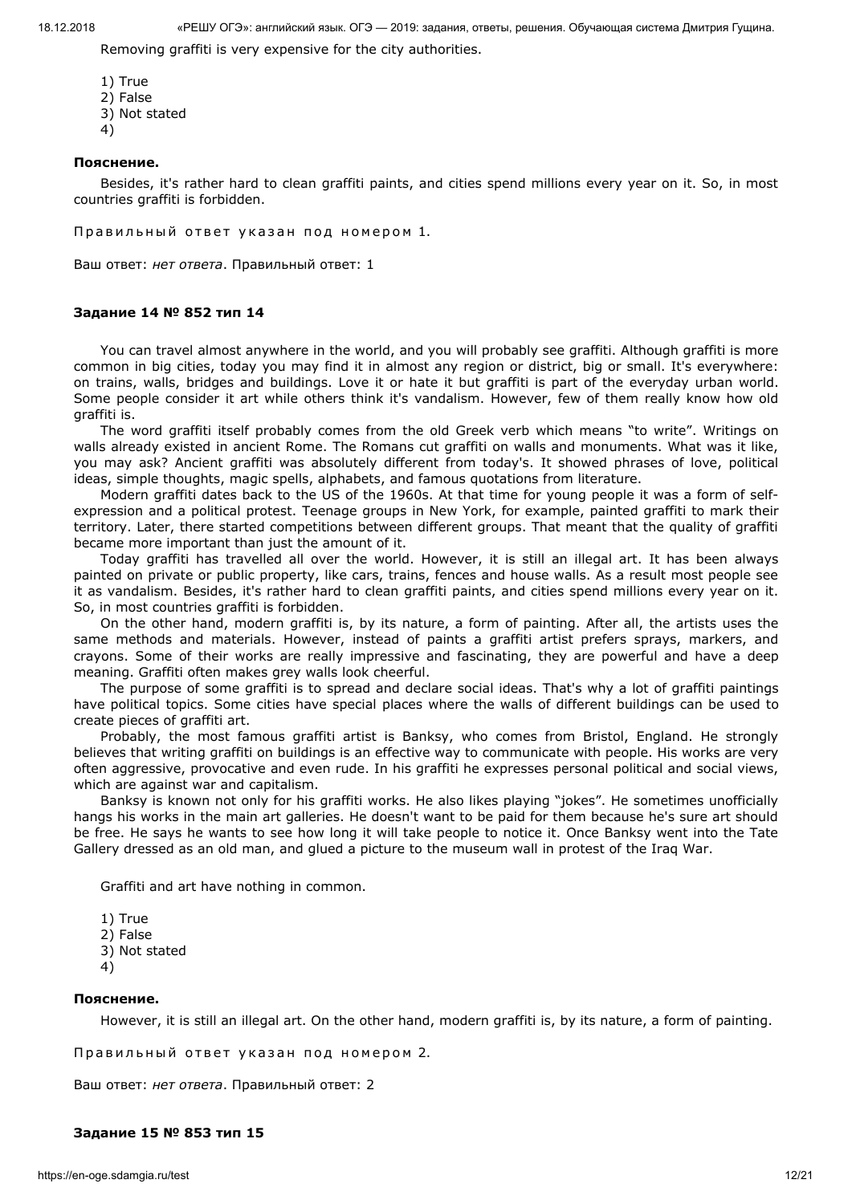Removing graffiti is very expensive for the city authorities.

1) True
2) False
3) Not stated
4)

**Пояснение.**

Besides, it's rather hard to clean graffiti paints, and cities spend millions every year on it. So, in most countries graffiti is forbidden.

Правильный ответ указан под номером 1.

Ваш ответ: *нет ответа*. Правильный ответ: 1

**Задание 14 № 852 тип 14**

You can travel almost anywhere in the world, and you will probably see graffiti. Although graffiti is more common in big cities, today you may find it in almost any region or district, big or small. It's everywhere: on trains, walls, bridges and buildings. Love it or hate it but graffiti is part of the everyday urban world. Some people consider it art while others think it's vandalism. However, few of them really know how old graffiti is.

The word graffiti itself probably comes from the old Greek verb which means "to write". Writings on walls already existed in ancient Rome. The Romans cut graffiti on walls and monuments. What was it like, you may ask? Ancient graffiti was absolutely different from today's. It showed phrases of love, political ideas, simple thoughts, magic spells, alphabets, and famous quotations from literature.

Modern graffiti dates back to the US of the 1960s. At that time for young people it was a form of self-expression and a political protest. Teenage groups in New York, for example, painted graffiti to mark their territory. Later, there started competitions between different groups. That meant that the quality of graffiti became more important than just the amount of it.

Today graffiti has travelled all over the world. However, it is still an illegal art. It has been always painted on private or public property, like cars, trains, fences and house walls. As a result most people see it as vandalism. Besides, it's rather hard to clean graffiti paints, and cities spend millions every year on it. So, in most countries graffiti is forbidden.

On the other hand, modern graffiti is, by its nature, a form of painting. After all, the artists uses the same methods and materials. However, instead of paints a graffiti artist prefers sprays, markers, and crayons. Some of their works are really impressive and fascinating, they are powerful and have a deep meaning. Graffiti often makes grey walls look cheerful.

The purpose of some graffiti is to spread and declare social ideas. That's why a lot of graffiti paintings have political topics. Some cities have special places where the walls of different buildings can be used to create pieces of graffiti art.

Probably, the most famous graffiti artist is Banksy, who comes from Bristol, England. He strongly believes that writing graffiti on buildings is an effective way to communicate with people. His works are very often aggressive, provocative and even rude. In his graffiti he expresses personal political and social views, which are against war and capitalism.

Banksy is known not only for his graffiti works. He also likes playing "jokes". He sometimes unofficially hangs his works in the main art galleries. He doesn't want to be paid for them because he's sure art should be free. He says he wants to see how long it will take people to notice it. Once Banksy went into the Tate Gallery dressed as an old man, and glued a picture to the museum wall in protest of the Iraq War.

Graffiti and art have nothing in common.

1) True
2) False
3) Not stated
4)

**Пояснение.**

However, it is still an illegal art. On the other hand, modern graffiti is, by its nature, a form of painting.

Правильный ответ указан под номером 2.

Ваш ответ: *нет ответа*. Правильный ответ: 2

**Задание 15 № 853 тип 15**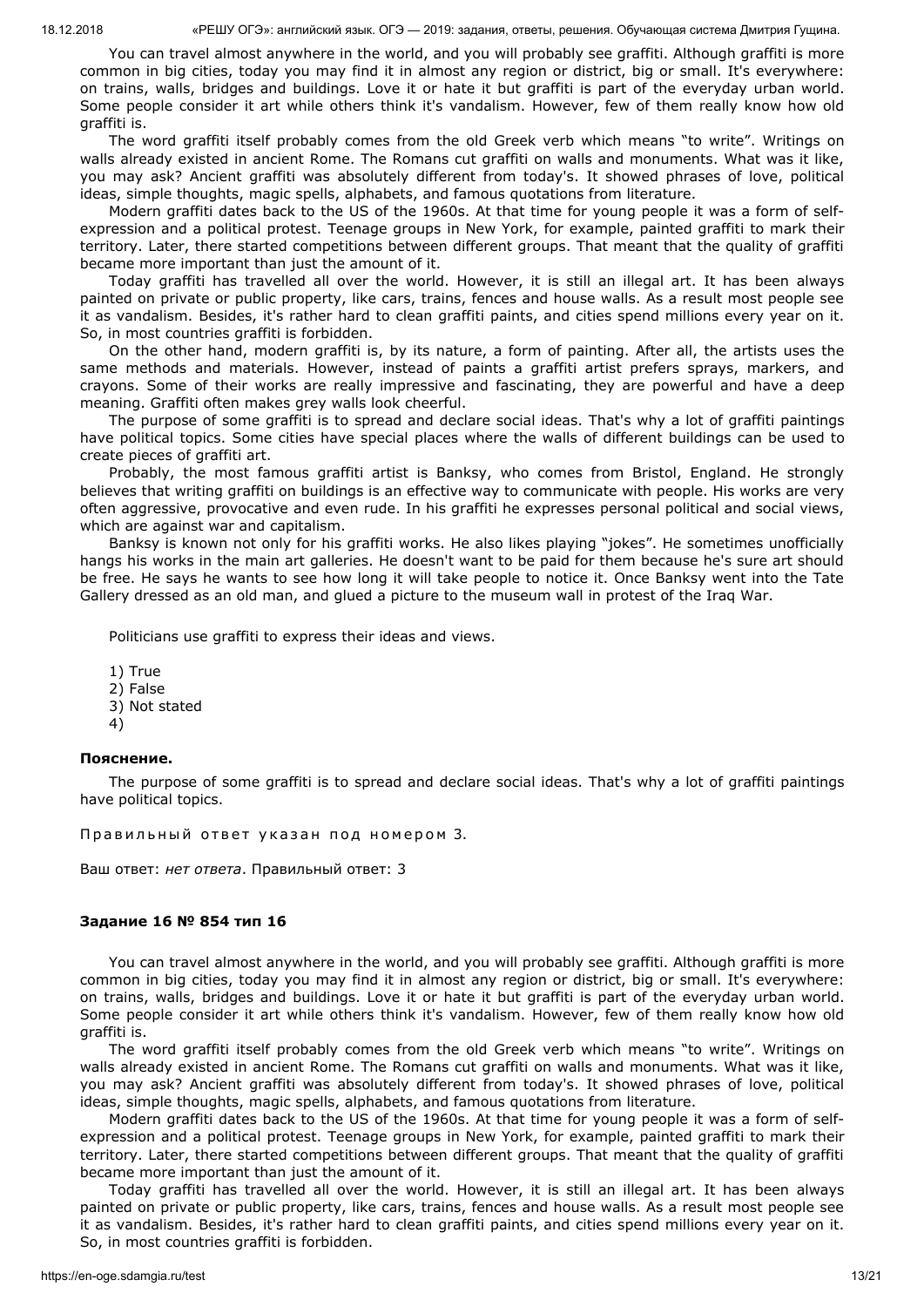You can travel almost anywhere in the world, and you will probably see graffiti. Although graffiti is more common in big cities, today you may find it in almost any region or district, big or small. It's everywhere: on trains, walls, bridges and buildings. Love it or hate it but graffiti is part of the everyday urban world. Some people consider it art while others think it's vandalism. However, few of them really know how old graffiti is.

The word graffiti itself probably comes from the old Greek verb which means "to write". Writings on walls already existed in ancient Rome. The Romans cut graffiti on walls and monuments. What was it like, you may ask? Ancient graffiti was absolutely different from today's. It showed phrases of love, political ideas, simple thoughts, magic spells, alphabets, and famous quotations from literature.

Modern graffiti dates back to the US of the 1960s. At that time for young people it was a form of self-expression and a political protest. Teenage groups in New York, for example, painted graffiti to mark their territory. Later, there started competitions between different groups. That meant that the quality of graffiti became more important than just the amount of it.

Today graffiti has travelled all over the world. However, it is still an illegal art. It has been always painted on private or public property, like cars, trains, fences and house walls. As a result most people see it as vandalism. Besides, it's rather hard to clean graffiti paints, and cities spend millions every year on it. So, in most countries graffiti is forbidden.

On the other hand, modern graffiti is, by its nature, a form of painting. After all, the artists uses the same methods and materials. However, instead of paints a graffiti artist prefers sprays, markers, and crayons. Some of their works are really impressive and fascinating, they are powerful and have a deep meaning. Graffiti often makes grey walls look cheerful.

The purpose of some graffiti is to spread and declare social ideas. That's why a lot of graffiti paintings have political topics. Some cities have special places where the walls of different buildings can be used to create pieces of graffiti art.

Probably, the most famous graffiti artist is Banksy, who comes from Bristol, England. He strongly believes that writing graffiti on buildings is an effective way to communicate with people. His works are very often aggressive, provocative and even rude. In his graffiti he expresses personal political and social views, which are against war and capitalism.

Banksy is known not only for his graffiti works. He also likes playing "jokes". He sometimes unofficially hangs his works in the main art galleries. He doesn't want to be paid for them because he's sure art should be free. He says he wants to see how long it will take people to notice it. Once Banksy went into the Tate Gallery dressed as an old man, and glued a picture to the museum wall in protest of the Iraq War.

Politicians use graffiti to express their ideas and views.

1) True
2) False
3) Not stated
4)

**Пояснение.**

The purpose of some graffiti is to spread and declare social ideas. That's why a lot of graffiti paintings have political topics.

Правильный ответ указан под номером 3.

Ваш ответ: *нет ответа*. Правильный ответ: 3

### Задание 16 № 854 тип 16

You can travel almost anywhere in the world, and you will probably see graffiti. Although graffiti is more common in big cities, today you may find it in almost any region or district, big or small. It's everywhere: on trains, walls, bridges and buildings. Love it or hate it but graffiti is part of the everyday urban world. Some people consider it art while others think it's vandalism. However, few of them really know how old graffiti is.

The word graffiti itself probably comes from the old Greek verb which means "to write". Writings on walls already existed in ancient Rome. The Romans cut graffiti on walls and monuments. What was it like, you may ask? Ancient graffiti was absolutely different from today's. It showed phrases of love, political ideas, simple thoughts, magic spells, alphabets, and famous quotations from literature.

Modern graffiti dates back to the US of the 1960s. At that time for young people it was a form of self-expression and a political protest. Teenage groups in New York, for example, painted graffiti to mark their territory. Later, there started competitions between different groups. That meant that the quality of graffiti became more important than just the amount of it.

Today graffiti has travelled all over the world. However, it is still an illegal art. It has been always painted on private or public property, like cars, trains, fences and house walls. As a result most people see it as vandalism. Besides, it's rather hard to clean graffiti paints, and cities spend millions every year on it. So, in most countries graffiti is forbidden.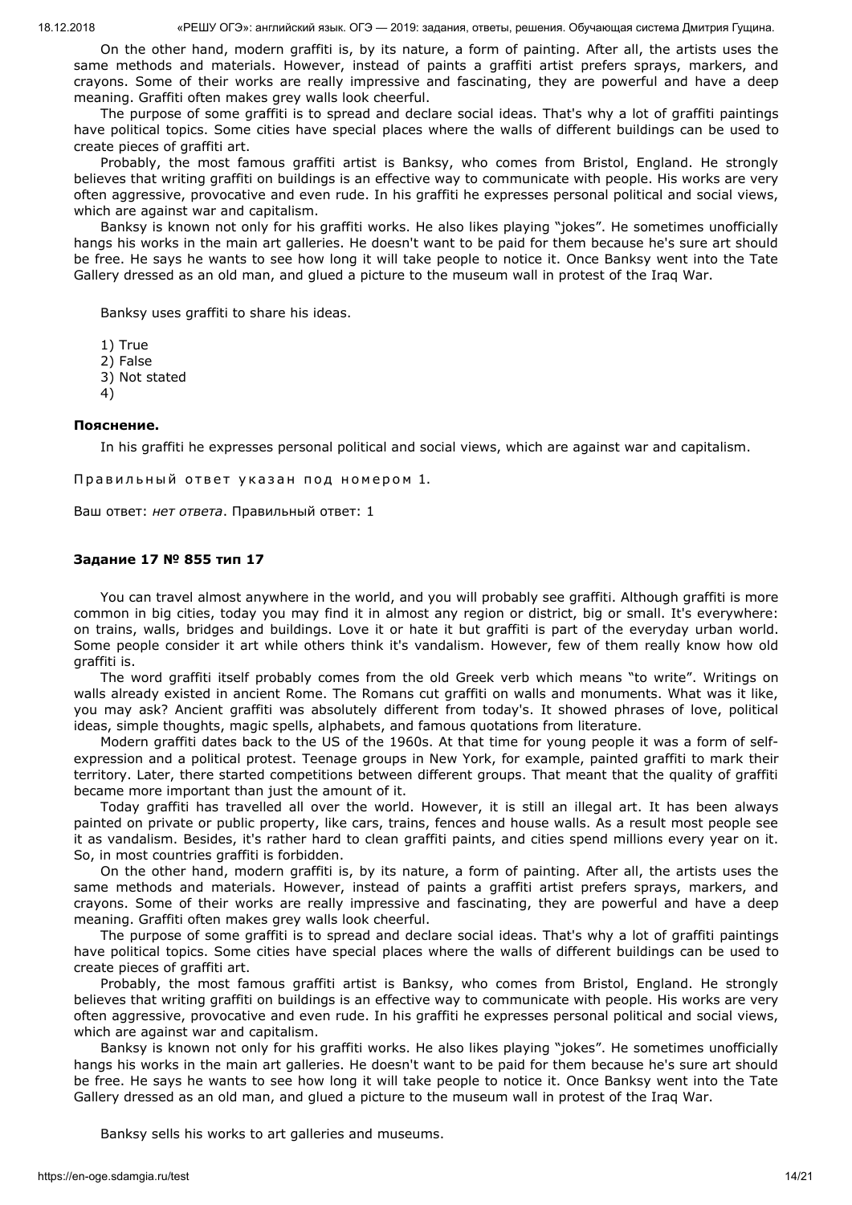On the other hand, modern graffiti is, by its nature, a form of painting. After all, the artists uses the same methods and materials. However, instead of paints a graffiti artist prefers sprays, markers, and crayons. Some of their works are really impressive and fascinating, they are powerful and have a deep meaning. Graffiti often makes grey walls look cheerful.

The purpose of some graffiti is to spread and declare social ideas. That's why a lot of graffiti paintings have political topics. Some cities have special places where the walls of different buildings can be used to create pieces of graffiti art.

Probably, the most famous graffiti artist is Banksy, who comes from Bristol, England. He strongly believes that writing graffiti on buildings is an effective way to communicate with people. His works are very often aggressive, provocative and even rude. In his graffiti he expresses personal political and social views, which are against war and capitalism.

Banksy is known not only for his graffiti works. He also likes playing "jokes". He sometimes unofficially hangs his works in the main art galleries. He doesn't want to be paid for them because he's sure art should be free. He says he wants to see how long it will take people to notice it. Once Banksy went into the Tate Gallery dressed as an old man, and glued a picture to the museum wall in protest of the Iraq War.

Banksy uses graffiti to share his ideas.

1) True
2) False
3) Not stated
4)

**Пояснение.**

In his graffiti he expresses personal political and social views, which are against war and capitalism.

Правильный ответ указан под номером 1.

Ваш ответ: *нет ответа*. Правильный ответ: 1

**Задание 17 № 855 тип 17**

You can travel almost anywhere in the world, and you will probably see graffiti. Although graffiti is more common in big cities, today you may find it in almost any region or district, big or small. It's everywhere: on trains, walls, bridges and buildings. Love it or hate it but graffiti is part of the everyday urban world. Some people consider it art while others think it's vandalism. However, few of them really know how old graffiti is.

The word graffiti itself probably comes from the old Greek verb which means "to write". Writings on walls already existed in ancient Rome. The Romans cut graffiti on walls and monuments. What was it like, you may ask? Ancient graffiti was absolutely different from today's. It showed phrases of love, political ideas, simple thoughts, magic spells, alphabets, and famous quotations from literature.

Modern graffiti dates back to the US of the 1960s. At that time for young people it was a form of self-expression and a political protest. Teenage groups in New York, for example, painted graffiti to mark their territory. Later, there started competitions between different groups. That meant that the quality of graffiti became more important than just the amount of it.

Today graffiti has travelled all over the world. However, it is still an illegal art. It has been always painted on private or public property, like cars, trains, fences and house walls. As a result most people see it as vandalism. Besides, it's rather hard to clean graffiti paints, and cities spend millions every year on it. So, in most countries graffiti is forbidden.

On the other hand, modern graffiti is, by its nature, a form of painting. After all, the artists uses the same methods and materials. However, instead of paints a graffiti artist prefers sprays, markers, and crayons. Some of their works are really impressive and fascinating, they are powerful and have a deep meaning. Graffiti often makes grey walls look cheerful.

The purpose of some graffiti is to spread and declare social ideas. That's why a lot of graffiti paintings have political topics. Some cities have special places where the walls of different buildings can be used to create pieces of graffiti art.

Probably, the most famous graffiti artist is Banksy, who comes from Bristol, England. He strongly believes that writing graffiti on buildings is an effective way to communicate with people. His works are very often aggressive, provocative and even rude. In his graffiti he expresses personal political and social views, which are against war and capitalism.

Banksy is known not only for his graffiti works. He also likes playing "jokes". He sometimes unofficially hangs his works in the main art galleries. He doesn't want to be paid for them because he's sure art should be free. He says he wants to see how long it will take people to notice it. Once Banksy went into the Tate Gallery dressed as an old man, and glued a picture to the museum wall in protest of the Iraq War.

Banksy sells his works to art galleries and museums.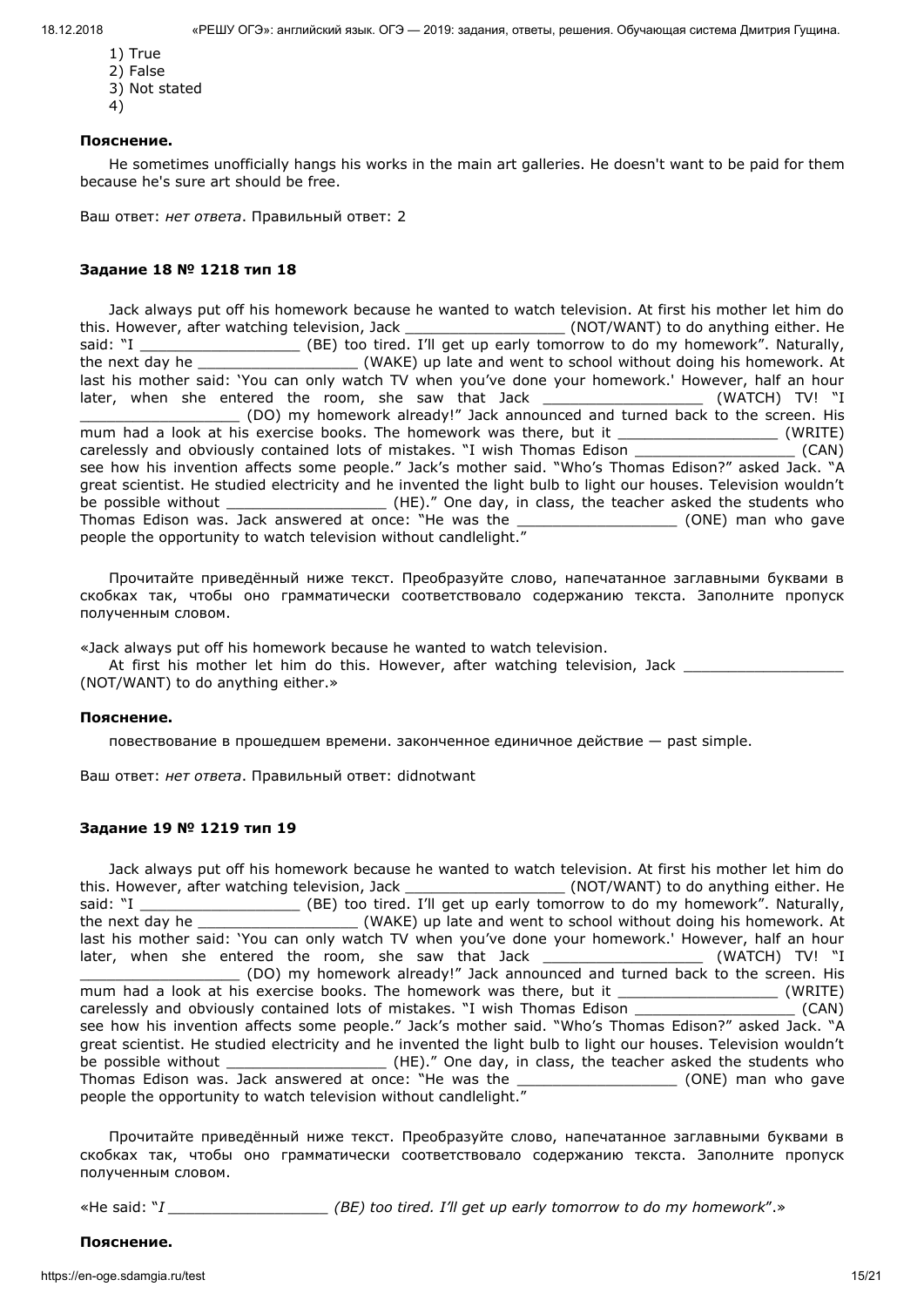1) True
2) False
3) Not stated
4)

**Пояснение.**

He sometimes unofficially hangs his works in the main art galleries. He doesn't want to be paid for them because he's sure art should be free.

Ваш ответ: *нет ответа*. Правильный ответ: 2

### Задание 18 № 1218 тип 18

Jack always put off his homework because he wanted to watch television. At first his mother let him do this. However, after watching television, Jack _________________ (NOT/WANT) to do anything either. He said: "I _________________ (BE) too tired. I'll get up early tomorrow to do my homework". Naturally, the next day he _________________ (WAKE) up late and went to school without doing his homework. At last his mother said: 'You can only watch TV when you've done your homework.' However, half an hour later, when she entered the room, she saw that Jack _________________ (WATCH) TV! "I _________________ (DO) my homework already!" Jack announced and turned back to the screen. His mum had a look at his exercise books. The homework was there, but it _________________ (WRITE) carelessly and obviously contained lots of mistakes. "I wish Thomas Edison _________________ (CAN) see how his invention affects some people." Jack's mother said. "Who's Thomas Edison?" asked Jack. "A great scientist. He studied electricity and he invented the light bulb to light our houses. Television wouldn't be possible without _________________ (HE)." One day, in class, the teacher asked the students who Thomas Edison was. Jack answered at once: "He was the _________________ (ONE) man who gave people the opportunity to watch television without candlelight."

Прочитайте приведённый ниже текст. Преобразуйте слово, напечатанное заглавными буквами в скобках так, чтобы оно грамматически соответствовало содержанию текста. Заполните пропуск полученным словом.

«Jack always put off his homework because he wanted to watch television.
At first his mother let him do this. However, after watching television, Jack _________________ (NOT/WANT) to do anything either.»

**Пояснение.**

повествование в прошедшем времени. законченное единичное действие — past simple.

Ваш ответ: *нет ответа*. Правильный ответ: didnotwant

### Задание 19 № 1219 тип 19

Jack always put off his homework because he wanted to watch television. At first his mother let him do this. However, after watching television, Jack _________________ (NOT/WANT) to do anything either. He said: "I _________________ (BE) too tired. I'll get up early tomorrow to do my homework". Naturally, the next day he _________________ (WAKE) up late and went to school without doing his homework. At last his mother said: 'You can only watch TV when you've done your homework.' However, half an hour later, when she entered the room, she saw that Jack _________________ (WATCH) TV! "I _________________ (DO) my homework already!" Jack announced and turned back to the screen. His mum had a look at his exercise books. The homework was there, but it _________________ (WRITE) carelessly and obviously contained lots of mistakes. "I wish Thomas Edison _________________ (CAN) see how his invention affects some people." Jack's mother said. "Who's Thomas Edison?" asked Jack. "A great scientist. He studied electricity and he invented the light bulb to light our houses. Television wouldn't be possible without _________________ (HE)." One day, in class, the teacher asked the students who Thomas Edison was. Jack answered at once: "He was the _________________ (ONE) man who gave people the opportunity to watch television without candlelight."

Прочитайте приведённый ниже текст. Преобразуйте слово, напечатанное заглавными буквами в скобках так, чтобы оно грамматически соответствовало содержанию текста. Заполните пропуск полученным словом.

«He said: "*I _________________ (BE) too tired. I'll get up early tomorrow to do my homework*".»

**Пояснение.**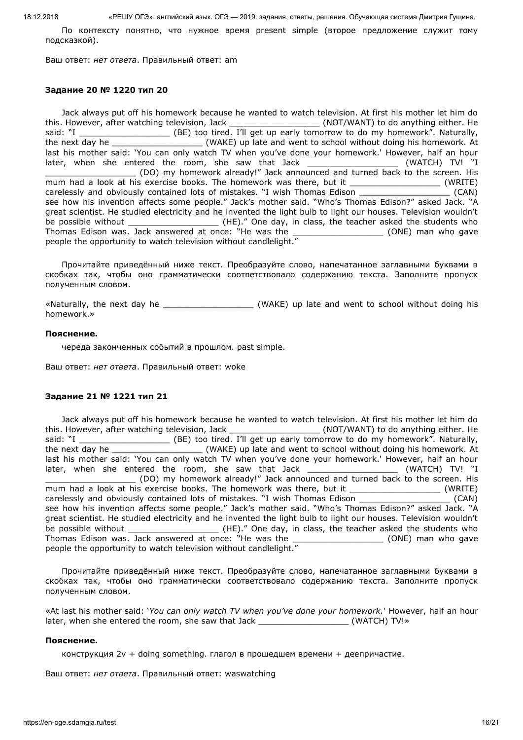По контексту понятно, что нужное время present simple (второе предложение служит тому подсказкой).

Ваш ответ: *нет ответа*. Правильный ответ: am

### Задание 20 № 1220 тип 20

Jack always put off his homework because he wanted to watch television. At first his mother let him do this. However, after watching television, Jack __________________ (NOT/WANT) to do anything either. He said: "I __________________ (BE) too tired. I'll get up early tomorrow to do my homework". Naturally, the next day he __________________ (WAKE) up late and went to school without doing his homework. At last his mother said: 'You can only watch TV when you've done your homework.' However, half an hour later, when she entered the room, she saw that Jack __________________ (WATCH) TV! "I __________________ (DO) my homework already!" Jack announced and turned back to the screen. His mum had a look at his exercise books. The homework was there, but it __________________ (WRITE) carelessly and obviously contained lots of mistakes. "I wish Thomas Edison __________________ (CAN) see how his invention affects some people." Jack's mother said. "Who's Thomas Edison?" asked Jack. "A great scientist. He studied electricity and he invented the light bulb to light our houses. Television wouldn't be possible without __________________ (HE)." One day, in class, the teacher asked the students who Thomas Edison was. Jack answered at once: "He was the __________________ (ONE) man who gave people the opportunity to watch television without candlelight."

Прочитайте приведённый ниже текст. Преобразуйте слово, напечатанное заглавными буквами в скобках так, чтобы оно грамматически соответствовало содержанию текста. Заполните пропуск полученным словом.

«Naturally, the next day he __________________ (WAKE) up late and went to school without doing his homework.»

**Пояснение.**

череда законченных событий в прошлом. past simple.

Ваш ответ: *нет ответа*. Правильный ответ: woke

### Задание 21 № 1221 тип 21

Jack always put off his homework because he wanted to watch television. At first his mother let him do this. However, after watching television, Jack __________________ (NOT/WANT) to do anything either. He said: "I __________________ (BE) too tired. I'll get up early tomorrow to do my homework". Naturally, the next day he __________________ (WAKE) up late and went to school without doing his homework. At last his mother said: 'You can only watch TV when you've done your homework.' However, half an hour later, when she entered the room, she saw that Jack __________________ (WATCH) TV! "I __________________ (DO) my homework already!" Jack announced and turned back to the screen. His mum had a look at his exercise books. The homework was there, but it __________________ (WRITE) carelessly and obviously contained lots of mistakes. "I wish Thomas Edison __________________ (CAN) see how his invention affects some people." Jack's mother said. "Who's Thomas Edison?" asked Jack. "A great scientist. He studied electricity and he invented the light bulb to light our houses. Television wouldn't be possible without __________________ (HE)." One day, in class, the teacher asked the students who Thomas Edison was. Jack answered at once: "He was the __________________ (ONE) man who gave people the opportunity to watch television without candlelight."

Прочитайте приведённый ниже текст. Преобразуйте слово, напечатанное заглавными буквами в скобках так, чтобы оно грамматически соответствовало содержанию текста. Заполните пропуск полученным словом.

«At last his mother said: '*You can only watch TV when you've done your homework*.' However, half an hour later, when she entered the room, she saw that Jack __________________ (WATCH) TV!»

**Пояснение.**

конструкция 2v + doing something. глагол в прошедшем времени + деепричастие.

Ваш ответ: *нет ответа*. Правильный ответ: waswatching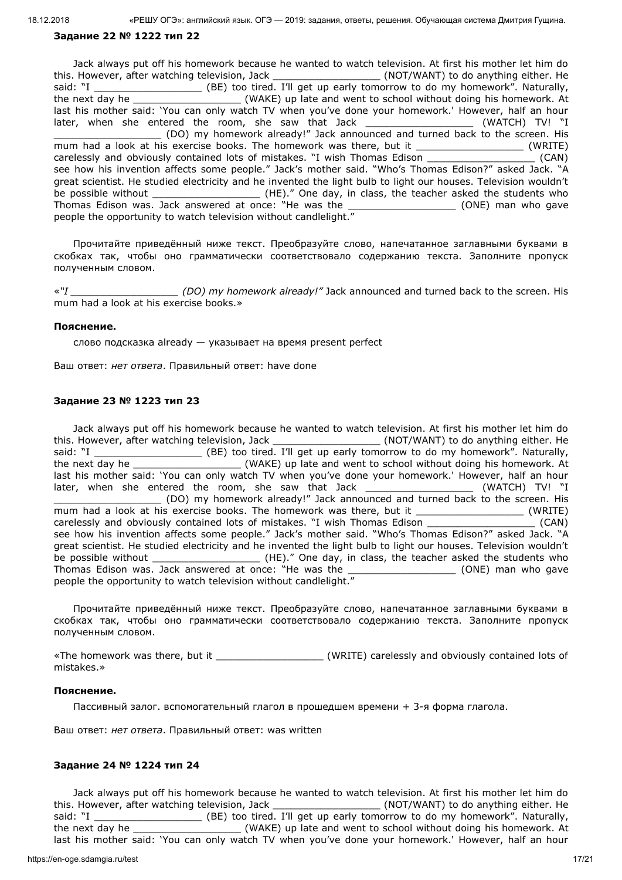### Задание 22 № 1222 тип 22

Jack always put off his homework because he wanted to watch television. At first his mother let him do this. However, after watching television, Jack _________________ (NOT/WANT) to do anything either. He said: "I _________________ (BE) too tired. I'll get up early tomorrow to do my homework". Naturally, the next day he _________________ (WAKE) up late and went to school without doing his homework. At last his mother said: 'You can only watch TV when you've done your homework.' However, half an hour later, when she entered the room, she saw that Jack _________________ (WATCH) TV! "I _________________ (DO) my homework already!" Jack announced and turned back to the screen. His mum had a look at his exercise books. The homework was there, but it _________________ (WRITE) carelessly and obviously contained lots of mistakes. "I wish Thomas Edison _________________ (CAN) see how his invention affects some people." Jack's mother said. "Who's Thomas Edison?" asked Jack. "A great scientist. He studied electricity and he invented the light bulb to light our houses. Television wouldn't be possible without _________________ (HE)." One day, in class, the teacher asked the students who Thomas Edison was. Jack answered at once: "He was the _________________ (ONE) man who gave people the opportunity to watch television without candlelight."

Прочитайте приведённый ниже текст. Преобразуйте слово, напечатанное заглавными буквами в скобках так, чтобы оно грамматически соответствовало содержанию текста. Заполните пропуск полученным словом.

«*"I _________________ (DO) my homework already!"* Jack announced and turned back to the screen. His mum had a look at his exercise books.»

**Пояснение.**

слово подсказка already — указывает на время present perfect

Ваш ответ: *нет ответа*. Правильный ответ: have done

### Задание 23 № 1223 тип 23

Jack always put off his homework because he wanted to watch television. At first his mother let him do this. However, after watching television, Jack _________________ (NOT/WANT) to do anything either. He said: "I _________________ (BE) too tired. I'll get up early tomorrow to do my homework". Naturally, the next day he _________________ (WAKE) up late and went to school without doing his homework. At last his mother said: 'You can only watch TV when you've done your homework.' However, half an hour later, when she entered the room, she saw that Jack _________________ (WATCH) TV! "I _________________ (DO) my homework already!" Jack announced and turned back to the screen. His mum had a look at his exercise books. The homework was there, but it _________________ (WRITE) carelessly and obviously contained lots of mistakes. "I wish Thomas Edison _________________ (CAN) see how his invention affects some people." Jack's mother said. "Who's Thomas Edison?" asked Jack. "A great scientist. He studied electricity and he invented the light bulb to light our houses. Television wouldn't be possible without _________________ (HE)." One day, in class, the teacher asked the students who Thomas Edison was. Jack answered at once: "He was the _________________ (ONE) man who gave people the opportunity to watch television without candlelight."

Прочитайте приведённый ниже текст. Преобразуйте слово, напечатанное заглавными буквами в скобках так, чтобы оно грамматически соответствовало содержанию текста. Заполните пропуск полученным словом.

«The homework was there, but it _________________ (WRITE) carelessly and obviously contained lots of mistakes.»

**Пояснение.**

Пассивный залог. вспомогательный глагол в прошедшем времени + 3-я форма глагола.

Ваш ответ: *нет ответа*. Правильный ответ: was written

### Задание 24 № 1224 тип 24

Jack always put off his homework because he wanted to watch television. At first his mother let him do this. However, after watching television, Jack _________________ (NOT/WANT) to do anything either. He said: "I _________________ (BE) too tired. I'll get up early tomorrow to do my homework". Naturally, the next day he _________________ (WAKE) up late and went to school without doing his homework. At last his mother said: 'You can only watch TV when you've done your homework.' However, half an hour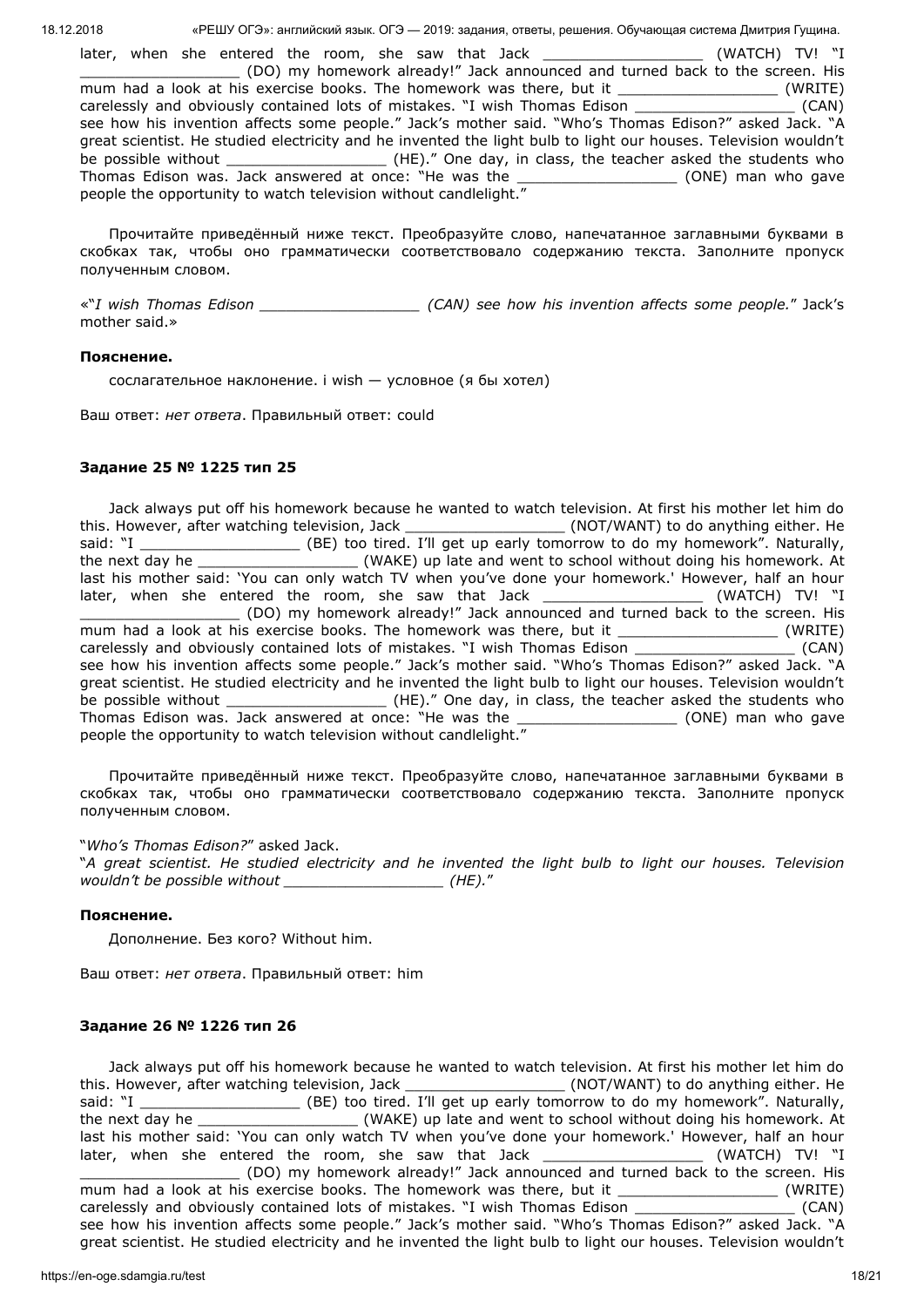later, when she entered the room, she saw that Jack _________________ (WATCH) TV! "I _________________ (DO) my homework already!" Jack announced and turned back to the screen. His mum had a look at his exercise books. The homework was there, but it _________________ (WRITE) carelessly and obviously contained lots of mistakes. "I wish Thomas Edison _________________ (CAN) see how his invention affects some people." Jack's mother said. "Who's Thomas Edison?" asked Jack. "A great scientist. He studied electricity and he invented the light bulb to light our houses. Television wouldn't be possible without _________________ (HE)." One day, in class, the teacher asked the students who Thomas Edison was. Jack answered at once: "He was the _________________ (ONE) man who gave people the opportunity to watch television without candlelight."

Прочитайте приведённый ниже текст. Преобразуйте слово, напечатанное заглавными буквами в скобках так, чтобы оно грамматически соответствовало содержанию текста. Заполните пропуск полученным словом.

«"*I wish Thomas Edison _________________ (CAN) see how his invention affects some people.*" Jack's mother said.»

**Пояснение.**

сослагательное наклонение. i wish — условное (я бы хотел)

Ваш ответ: *нет ответа*. Правильный ответ: could

### Задание 25 № 1225 тип 25

Jack always put off his homework because he wanted to watch television. At first his mother let him do this. However, after watching television, Jack _________________ (NOT/WANT) to do anything either. He said: "I _________________ (BE) too tired. I'll get up early tomorrow to do my homework". Naturally, the next day he _________________ (WAKE) up late and went to school without doing his homework. At last his mother said: 'You can only watch TV when you've done your homework.' However, half an hour later, when she entered the room, she saw that Jack _________________ (WATCH) TV! "I _________________ (DO) my homework already!" Jack announced and turned back to the screen. His mum had a look at his exercise books. The homework was there, but it _________________ (WRITE) carelessly and obviously contained lots of mistakes. "I wish Thomas Edison _________________ (CAN) see how his invention affects some people." Jack's mother said. "Who's Thomas Edison?" asked Jack. "A great scientist. He studied electricity and he invented the light bulb to light our houses. Television wouldn't be possible without _________________ (HE)." One day, in class, the teacher asked the students who Thomas Edison was. Jack answered at once: "He was the _________________ (ONE) man who gave people the opportunity to watch television without candlelight."

Прочитайте приведённый ниже текст. Преобразуйте слово, напечатанное заглавными буквами в скобках так, чтобы оно грамматически соответствовало содержанию текста. Заполните пропуск полученным словом.

"*Who's Thomas Edison?*" asked Jack.
"*A great scientist. He studied electricity and he invented the light bulb to light our houses. Television wouldn't be possible without _________________ (HE).*"

**Пояснение.**

Дополнение. Без кого? Without him.

Ваш ответ: *нет ответа*. Правильный ответ: him

### Задание 26 № 1226 тип 26

Jack always put off his homework because he wanted to watch television. At first his mother let him do this. However, after watching television, Jack _________________ (NOT/WANT) to do anything either. He said: "I _________________ (BE) too tired. I'll get up early tomorrow to do my homework". Naturally, the next day he _________________ (WAKE) up late and went to school without doing his homework. At last his mother said: 'You can only watch TV when you've done your homework.' However, half an hour later, when she entered the room, she saw that Jack _________________ (WATCH) TV! "I _________________ (DO) my homework already!" Jack announced and turned back to the screen. His mum had a look at his exercise books. The homework was there, but it _________________ (WRITE) carelessly and obviously contained lots of mistakes. "I wish Thomas Edison _________________ (CAN) see how his invention affects some people." Jack's mother said. "Who's Thomas Edison?" asked Jack. "A great scientist. He studied electricity and he invented the light bulb to light our houses. Television wouldn't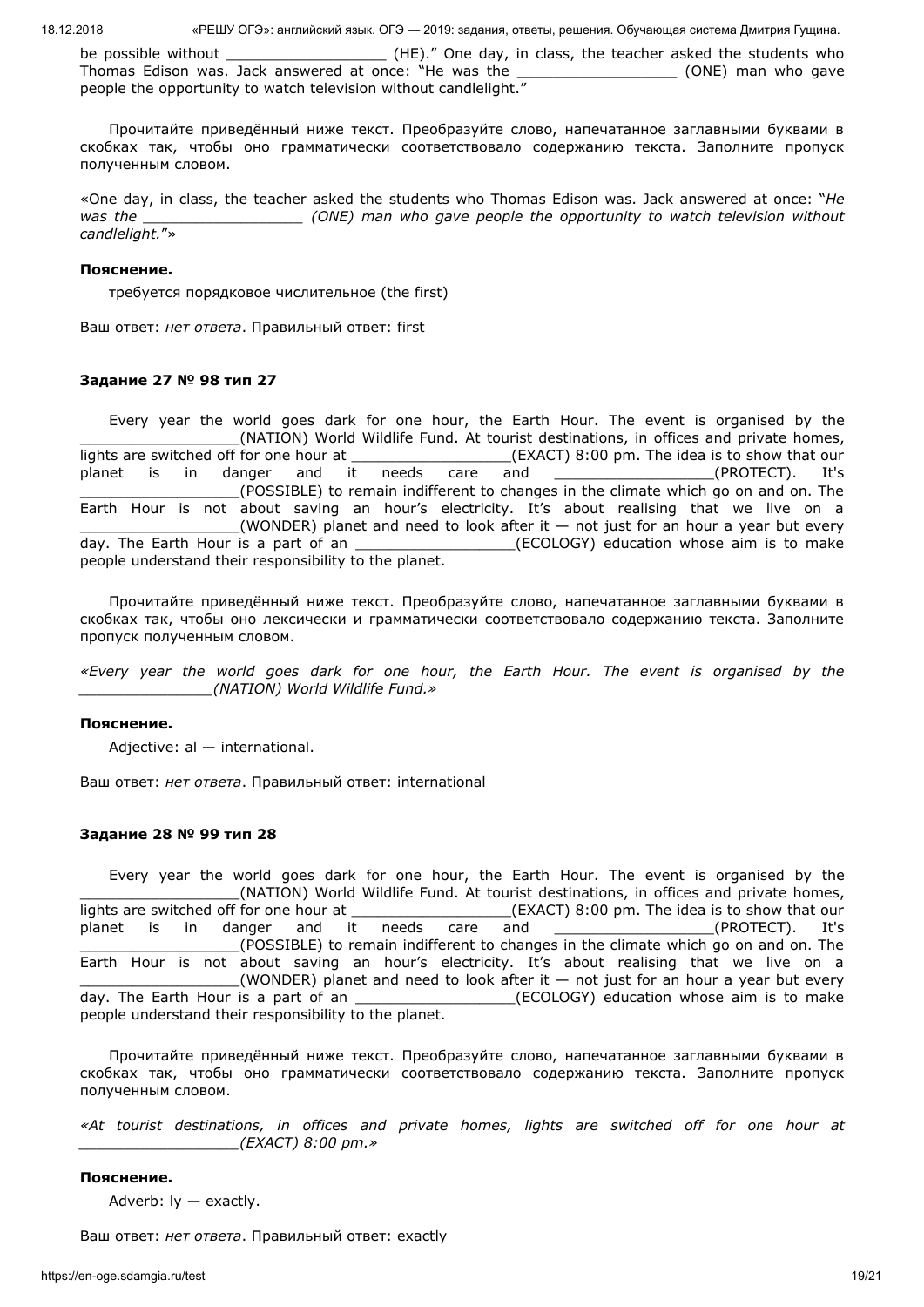be possible without __________________ (HE).” One day, in class, the teacher asked the students who Thomas Edison was. Jack answered at once: “He was the __________________ (ONE) man who gave people the opportunity to watch television without candlelight.”

Прочитайте приведённый ниже текст. Преобразуйте слово, напечатанное заглавными буквами в скобках так, чтобы оно грамматически соответствовало содержанию текста. Заполните пропуск полученным словом.

«One day, in class, the teacher asked the students who Thomas Edison was. Jack answered at once: “*He was the __________________ (ONE) man who gave people the opportunity to watch television without candlelight.*”»

**Пояснение.**

требуется порядковое числительное (the first)

Ваш ответ: *нет ответа*. Правильный ответ: first

### Задание 27 № 98 тип 27

Every year the world goes dark for one hour, the Earth Hour. The event is organised by the __________________(NATION) World Wildlife Fund. At tourist destinations, in offices and private homes, lights are switched off for one hour at __________________(EXACT) 8:00 pm. The idea is to show that our planet is in danger and it needs care and __________________(PROTECT). It's __________________(POSSIBLE) to remain indifferent to changes in the climate which go on and on. The Earth Hour is not about saving an hour’s electricity. It’s about realising that we live on a __________________(WONDER) planet and need to look after it — not just for an hour a year but every day. The Earth Hour is a part of an __________________(ECOLOGY) education whose aim is to make people understand their responsibility to the planet.

Прочитайте приведённый ниже текст. Преобразуйте слово, напечатанное заглавными буквами в скобках так, чтобы оно лексически и грамматически соответствовало содержанию текста. Заполните пропуск полученным словом.

*«Every year the world goes dark for one hour, the Earth Hour. The event is organised by the ______________(NATION) World Wildlife Fund.»*

**Пояснение.**

Adjective: al — international.

Ваш ответ: *нет ответа*. Правильный ответ: international

### Задание 28 № 99 тип 28

Every year the world goes dark for one hour, the Earth Hour. The event is organised by the __________________(NATION) World Wildlife Fund. At tourist destinations, in offices and private homes, lights are switched off for one hour at __________________(EXACT) 8:00 pm. The idea is to show that our planet is in danger and it needs care and __________________(PROTECT). It's __________________(POSSIBLE) to remain indifferent to changes in the climate which go on and on. The Earth Hour is not about saving an hour’s electricity. It’s about realising that we live on a __________________(WONDER) planet and need to look after it — not just for an hour a year but every day. The Earth Hour is a part of an __________________(ECOLOGY) education whose aim is to make people understand their responsibility to the planet.

Прочитайте приведённый ниже текст. Преобразуйте слово, напечатанное заглавными буквами в скобках так, чтобы оно грамматически соответствовало содержанию текста. Заполните пропуск полученным словом.

*«At tourist destinations, in offices and private homes, lights are switched off for one hour at __________________(EXACT) 8:00 pm.»*

**Пояснение.**

Adverb: ly — exactly.

Ваш ответ: *нет ответа*. Правильный ответ: exactly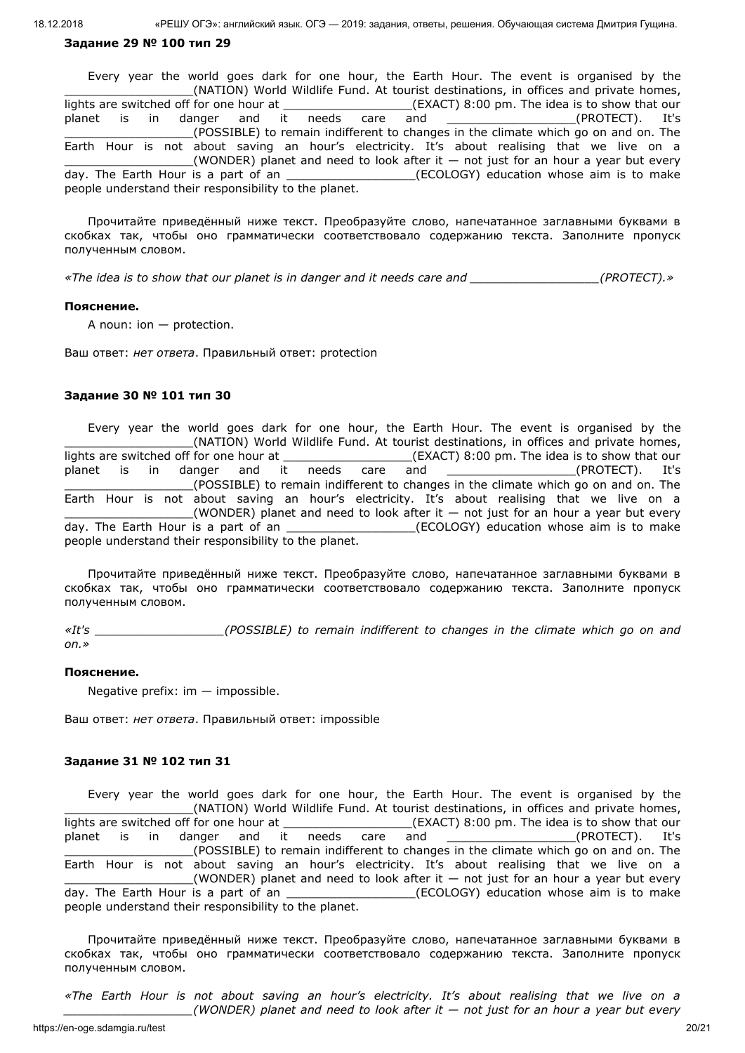**Задание 29 № 100 тип 29**

Every year the world goes dark for one hour, the Earth Hour. The event is organised by the _________________(NATION) World Wildlife Fund. At tourist destinations, in offices and private homes, lights are switched off for one hour at _________________(EXACT) 8:00 pm. The idea is to show that our planet is in danger and it needs care and _________________(PROTECT). It's _________________(POSSIBLE) to remain indifferent to changes in the climate which go on and on. The Earth Hour is not about saving an hour's electricity. It's about realising that we live on a _________________(WONDER) planet and need to look after it — not just for an hour a year but every day. The Earth Hour is a part of an _________________(ECOLOGY) education whose aim is to make people understand their responsibility to the planet.

Прочитайте приведённый ниже текст. Преобразуйте слово, напечатанное заглавными буквами в скобках так, чтобы оно грамматически соответствовало содержанию текста. Заполните пропуск полученным словом.

*«The idea is to show that our planet is in danger and it needs care and _________________(PROTECT).»*

**Пояснение.**

A noun: ion — protection.

Ваш ответ: *нет ответа*. Правильный ответ: protection

**Задание 30 № 101 тип 30**

Every year the world goes dark for one hour, the Earth Hour. The event is organised by the _________________(NATION) World Wildlife Fund. At tourist destinations, in offices and private homes, lights are switched off for one hour at _________________(EXACT) 8:00 pm. The idea is to show that our planet is in danger and it needs care and _________________(PROTECT). It's _________________(POSSIBLE) to remain indifferent to changes in the climate which go on and on. The Earth Hour is not about saving an hour's electricity. It's about realising that we live on a _________________(WONDER) planet and need to look after it — not just for an hour a year but every day. The Earth Hour is a part of an _________________(ECOLOGY) education whose aim is to make people understand their responsibility to the planet.

Прочитайте приведённый ниже текст. Преобразуйте слово, напечатанное заглавными буквами в скобках так, чтобы оно грамматически соответствовало содержанию текста. Заполните пропуск полученным словом.

*«It's _________________(POSSIBLE) to remain indifferent to changes in the climate which go on and on.»*

**Пояснение.**

Negative prefix: im — impossible.

Ваш ответ: *нет ответа*. Правильный ответ: impossible

**Задание 31 № 102 тип 31**

Every year the world goes dark for one hour, the Earth Hour. The event is organised by the _________________(NATION) World Wildlife Fund. At tourist destinations, in offices and private homes, lights are switched off for one hour at _________________(EXACT) 8:00 pm. The idea is to show that our planet is in danger and it needs care and _________________(PROTECT). It's _________________(POSSIBLE) to remain indifferent to changes in the climate which go on and on. The Earth Hour is not about saving an hour's electricity. It's about realising that we live on a _________________(WONDER) planet and need to look after it — not just for an hour a year but every day. The Earth Hour is a part of an _________________(ECOLOGY) education whose aim is to make people understand their responsibility to the planet.

Прочитайте приведённый ниже текст. Преобразуйте слово, напечатанное заглавными буквами в скобках так, чтобы оно грамматически соответствовало содержанию текста. Заполните пропуск полученным словом.

*«The Earth Hour is not about saving an hour's electricity. It's about realising that we live on a _________________(WONDER) planet and need to look after it — not just for an hour a year but every*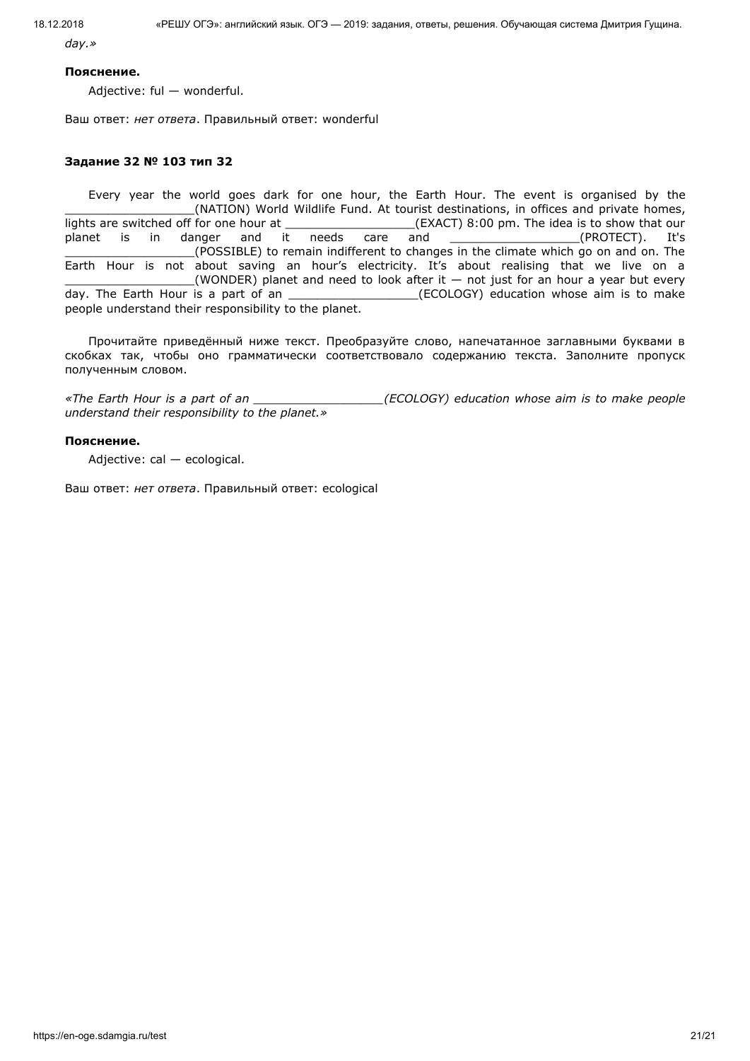*day.»*

**Пояснение.**

Adjective: ful — wonderful.

Ваш ответ: *нет ответа*. Правильный ответ: wonderful

**Задание 32 № 103 тип 32**

Every year the world goes dark for one hour, the Earth Hour. The event is organised by the __________________(NATION) World Wildlife Fund. At tourist destinations, in offices and private homes, lights are switched off for one hour at __________________(EXACT) 8:00 pm. The idea is to show that our planet is in danger and it needs care and __________________(PROTECT). It's __________________(POSSIBLE) to remain indifferent to changes in the climate which go on and on. The Earth Hour is not about saving an hour's electricity. It's about realising that we live on a __________________(WONDER) planet and need to look after it — not just for an hour a year but every day. The Earth Hour is a part of an __________________(ECOLOGY) education whose aim is to make people understand their responsibility to the planet.

Прочитайте приведённый ниже текст. Преобразуйте слово, напечатанное заглавными буквами в скобках так, чтобы оно грамматически соответствовало содержанию текста. Заполните пропуск полученным словом.

*«The Earth Hour is a part of an __________________(ECOLOGY) education whose aim is to make people understand their responsibility to the planet.»*

**Пояснение.**

Adjective: cal — ecological.

Ваш ответ: *нет ответа*. Правильный ответ: ecological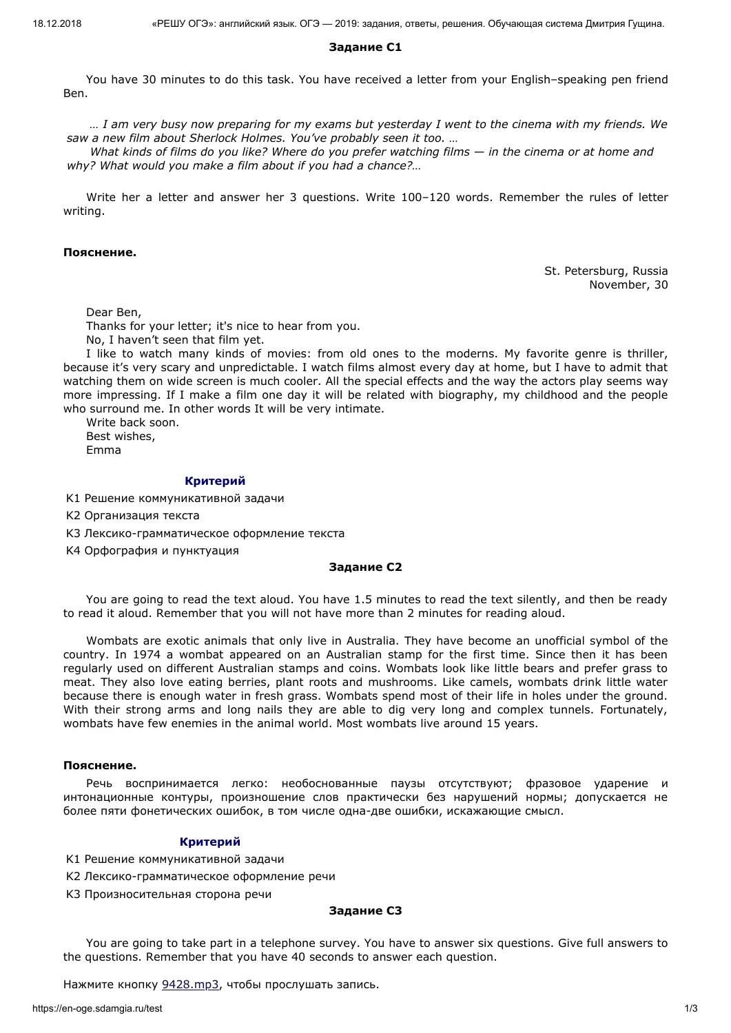**Задание C1**

You have 30 minutes to do this task. You have received a letter from your English–speaking pen friend Ben.

*… I am very busy now preparing for my exams but yesterday I went to the cinema with my friends. We saw a new film about Sherlock Holmes. You've probably seen it too. …*

*What kinds of films do you like? Where do you prefer watching films — in the cinema or at home and why? What would you make a film about if you had a chance?…*

Write her a letter and answer her 3 questions. Write 100–120 words. Remember the rules of letter writing.

**Пояснение.**

St. Petersburg, Russia
November, 30

Dear Ben,

Thanks for your letter; it's nice to hear from you.

No, I haven't seen that film yet.

I like to watch many kinds of movies: from old ones to the moderns. My favorite genre is thriller, because it's very scary and unpredictable. I watch films almost every day at home, but I have to admit that watching them on wide screen is much cooler. All the special effects and the way the actors play seems way more impressing. If I make a film one day it will be related with biography, my childhood and the people who surround me. In other words It will be very intimate.

Write back soon.

Best wishes,

Emma

**Критерий**

К1 Решение коммуникативной задачи

К2 Организация текста

К3 Лексико-грамматическое оформление текста

К4 Орфография и пунктуация

**Задание C2**

You are going to read the text aloud. You have 1.5 minutes to read the text silently, and then be ready to read it aloud. Remember that you will not have more than 2 minutes for reading aloud.

Wombats are exotic animals that only live in Australia. They have become an unofficial symbol of the country. In 1974 a wombat appeared on an Australian stamp for the first time. Since then it has been regularly used on different Australian stamps and coins. Wombats look like little bears and prefer grass to meat. They also love eating berries, plant roots and mushrooms. Like camels, wombats drink little water because there is enough water in fresh grass. Wombats spend most of their life in holes under the ground. With their strong arms and long nails they are able to dig very long and complex tunnels. Fortunately, wombats have few enemies in the animal world. Most wombats live around 15 years.

**Пояснение.**

Речь воспринимается легко: необоснованные паузы отсутствуют; фразовое ударение и интонационные контуры, произношение слов практически без нарушений нормы; допускается не более пяти фонетических ошибок, в том числе одна-две ошибки, искажающие смысл.

**Критерий**

К1 Решение коммуникативной задачи

К2 Лексико-грамматическое оформление речи

К3 Произносительная сторона речи

**Задание C3**

You are going to take part in a telephone survey. You have to answer six questions. Give full answers to the questions. Remember that you have 40 seconds to answer each question.

Нажмите кнопку 9428.mp3, чтобы прослушать запись.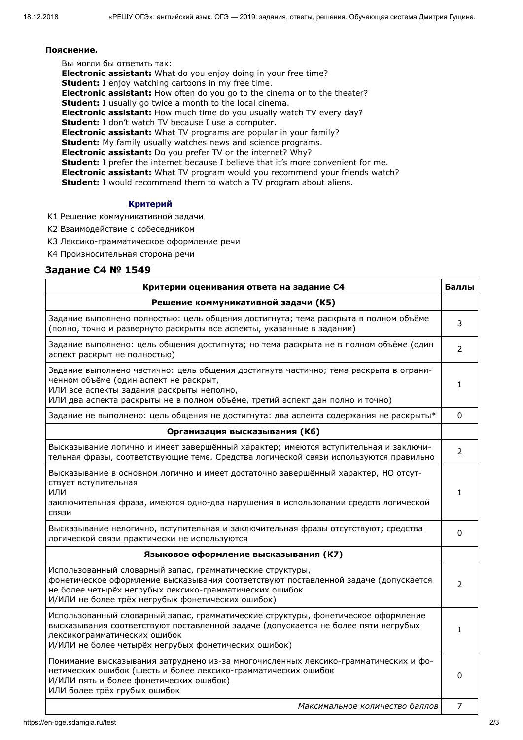**Пояснение.**

Вы могли бы ответить так:
**Electronic assistant:** What do you enjoy doing in your free time?
**Student:** I enjoy watching cartoons in my free time.
**Electronic assistant:** How often do you go to the cinema or to the theater?
**Student:** I usually go twice a month to the local cinema.
**Electronic assistant:** How much time do you usually watch TV every day?
**Student:** I don’t watch TV because I use a computer.
**Electronic assistant:** What TV programs are popular in your family?
**Student:** My family usually watches news and science programs.
**Electronic assistant:** Do you prefer TV or the internet? Why?
**Student:** I prefer the internet because I believe that it’s more convenient for me.
**Electronic assistant:** What TV program would you recommend your friends watch?
**Student:** I would recommend them to watch a TV program about aliens.

**Критерий**

К1 Решение коммуникативной задачи

К2 Взаимодействие с собеседником

К3 Лексико-грамматическое оформление речи

К4 Произносительная сторона речи

## Задание C4 № 1549

| Критерии оценивания ответа на задание C4 | Баллы |
|---|---|
| **Решение коммуникативной задачи (К5)** | |
| Задание выполнено полностью: цель общения достигнута; тема раскрыта в полном объёме (полно, точно и развернуто раскрыты все аспекты, указанные в задании) | 3 |
| Задание выполнено: цель общения достигнута; но тема раскрыта не в полном объёме (один аспект раскрыт не полностью) | 2 |
| Задание выполнено частично: цель общения достигнута частично; тема раскрыта в ограниченном объёме (один аспект не раскрыт,<br>ИЛИ все аспекты задания раскрыты неполно,<br>ИЛИ два аспекта раскрыты не в полном объёме, третий аспект дан полно и точно) | 1 |
| Задание не выполнено: цель общения не достигнута: два аспекта содержания не раскрыты* | 0 |
| **Организация высказывания (К6)** | |
| Высказывание логично и имеет завершённый характер; имеются вступительная и заключительная фразы, соответствующие теме. Средства логической связи используются правильно | 2 |
| Высказывание в основном логично и имеет достаточно завершённый характер, НО отсутствует вступительная<br>ИЛИ<br>заключительная фраза, имеются одно-два нарушения в использовании средств логической связи | 1 |
| Высказывание нелогично, вступительная и заключительная фразы отсутствуют; средства логической связи практически не используются | 0 |
| **Языковое оформление высказывания (К7)** | |
| Использованный словарный запас, грамматические структуры, фонетическое оформление высказывания соответствуют поставленной задаче (допускается не более четырёх негрубых лексико-грамматических ошибок<br>И/ИЛИ не более трёх негрубых фонетических ошибок) | 2 |
| Использованный словарный запас, грамматические структуры, фонетическое оформление высказывания соответствуют поставленной задаче (допускается не более пяти негрубых лексикограмматических ошибок<br>И/ИЛИ не более четырёх негрубых фонетических ошибок) | 1 |
| Понимание высказывания затруднено из-за многочисленных лексико-грамматических и фонетических ошибок (шесть и более лексико-грамматических ошибок<br>И/ИЛИ пять и более фонетических ошибок)<br>ИЛИ более трёх грубых ошибок | 0 |
| *Максимальное количество баллов* | 7 |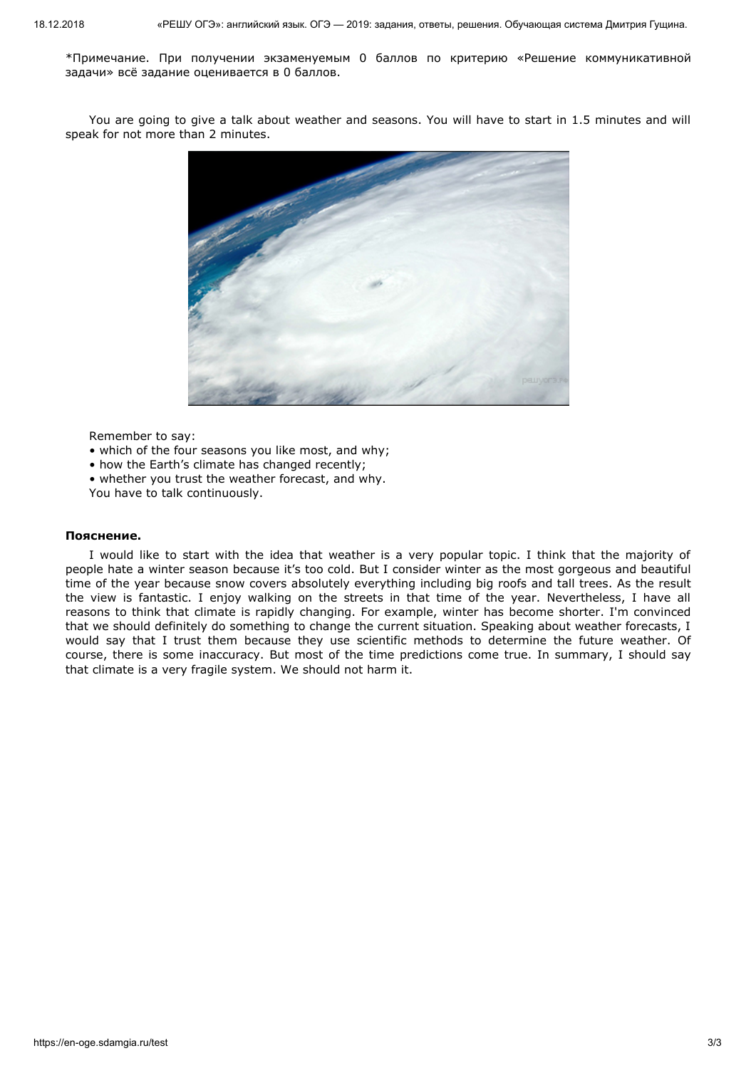*Примечание. При получении экзаменуемым 0 баллов по критерию «Решение коммуникативной задачи» всё задание оценивается в 0 баллов.

You are going to give a talk about weather and seasons. You will have to start in 1.5 minutes and will speak for not more than 2 minutes.

Remember to say:

- which of the four seasons you like most, and why;
- how the Earth's climate has changed recently;
- whether you trust the weather forecast, and why.

You have to talk continuously.

**Пояснение.**

I would like to start with the idea that weather is a very popular topic. I think that the majority of people hate a winter season because it's too cold. But I consider winter as the most gorgeous and beautiful time of the year because snow covers absolutely everything including big roofs and tall trees. As the result the view is fantastic. I enjoy walking on the streets in that time of the year. Nevertheless, I have all reasons to think that climate is rapidly changing. For example, winter has become shorter. I'm convinced that we should definitely do something to change the current situation. Speaking about weather forecasts, I would say that I trust them because they use scientific methods to determine the future weather. Of course, there is some inaccuracy. But most of the time predictions come true. In summary, I should say that climate is a very fragile system. We should not harm it.